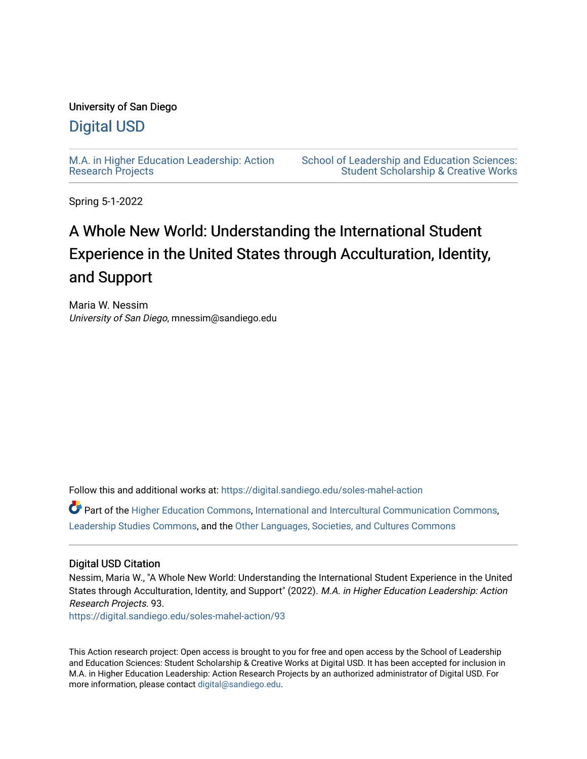University of San Diego

# Digital USD

M.A. in Higher Education Leadership: Action Research Projects

School of Leadership and Education Sciences: Student Scholarship & Creative Works

Spring 5-1-2022

# A Whole New World: Understanding the International Student Experience in the United States through Acculturation, Identity, and Support

Maria W. Nessim
*University of San Diego*, mnessim@sandiego.edu

Follow this and additional works at: https://digital.sandiego.edu/soles-mahel-action

Part of the Higher Education Commons, International and Intercultural Communication Commons, Leadership Studies Commons, and the Other Languages, Societies, and Cultures Commons

## Digital USD Citation

Nessim, Maria W., "A Whole New World: Understanding the International Student Experience in the United States through Acculturation, Identity, and Support" (2022). *M.A. in Higher Education Leadership: Action Research Projects*. 93.
https://digital.sandiego.edu/soles-mahel-action/93

This Action research project: Open access is brought to you for free and open access by the School of Leadership and Education Sciences: Student Scholarship & Creative Works at Digital USD. It has been accepted for inclusion in M.A. in Higher Education Leadership: Action Research Projects by an authorized administrator of Digital USD. For more information, please contact digital@sandiego.edu.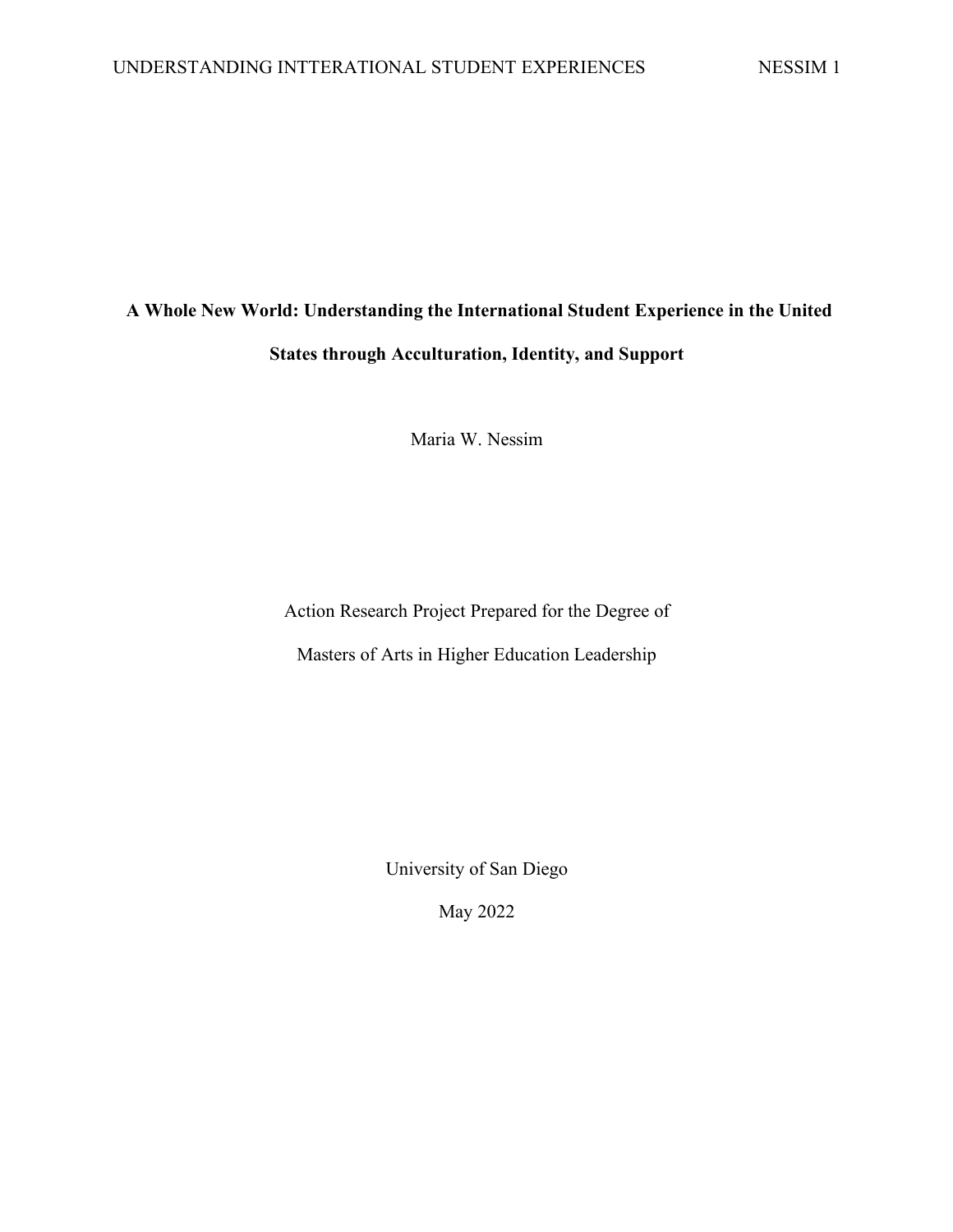**A Whole New World: Understanding the International Student Experience in the United States through Acculturation, Identity, and Support**

Maria W. Nessim

Action Research Project Prepared for the Degree of

Masters of Arts in Higher Education Leadership

University of San Diego

May 2022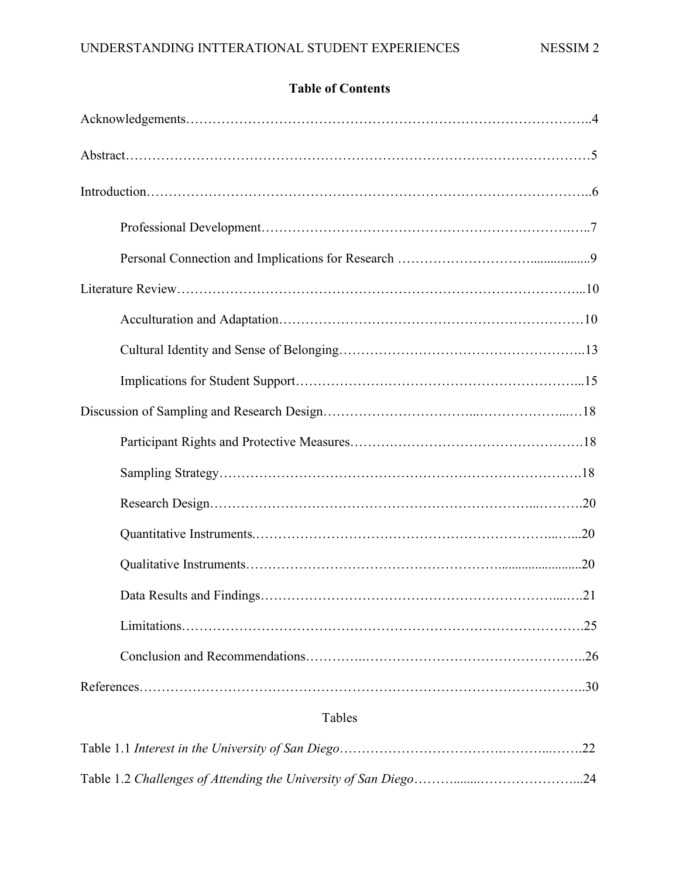## Table of Contents

Acknowledgements……………………………………………………………………………..4

Abstract…………………………………………………………………………………………5

Introduction……………………………………………………………………………………..6

- Professional Development…………………………………………………………….…..7
- Personal Connection and Implications for Research ……………………….................9

Literature Review……………………………………………………………………………...10

- Acculturation and Adaptation…………………………………………………………10
- Cultural Identity and Sense of Belonging……………………………………………..13
- Implications for Student Support……………………………………………………...15

Discussion of Sampling and Research Design…………………………...………………...…18

- Participant Rights and Protective Measures…………………………………………….18
- Sampling Strategy……………………………………………………………………….18
- Research Design…………………………………………………………...……….20
- Quantitative Instruments.…………………………………………………………...…..20
- Qualitative Instruments……………………………………………….........................20
- Data Results and Findings………………………………………………………....….21
- Limitations…………………………………………………………………………….25
- Conclusion and Recommendations…………..…………………………………………..26

References……………………………………………………………………………………..30

Tables

Table 1.1 *Interest in the University of San Diego*……………………………….………...…….22

Table 1.2 *Challenges of Attending the University of San Diego*………........…………………...24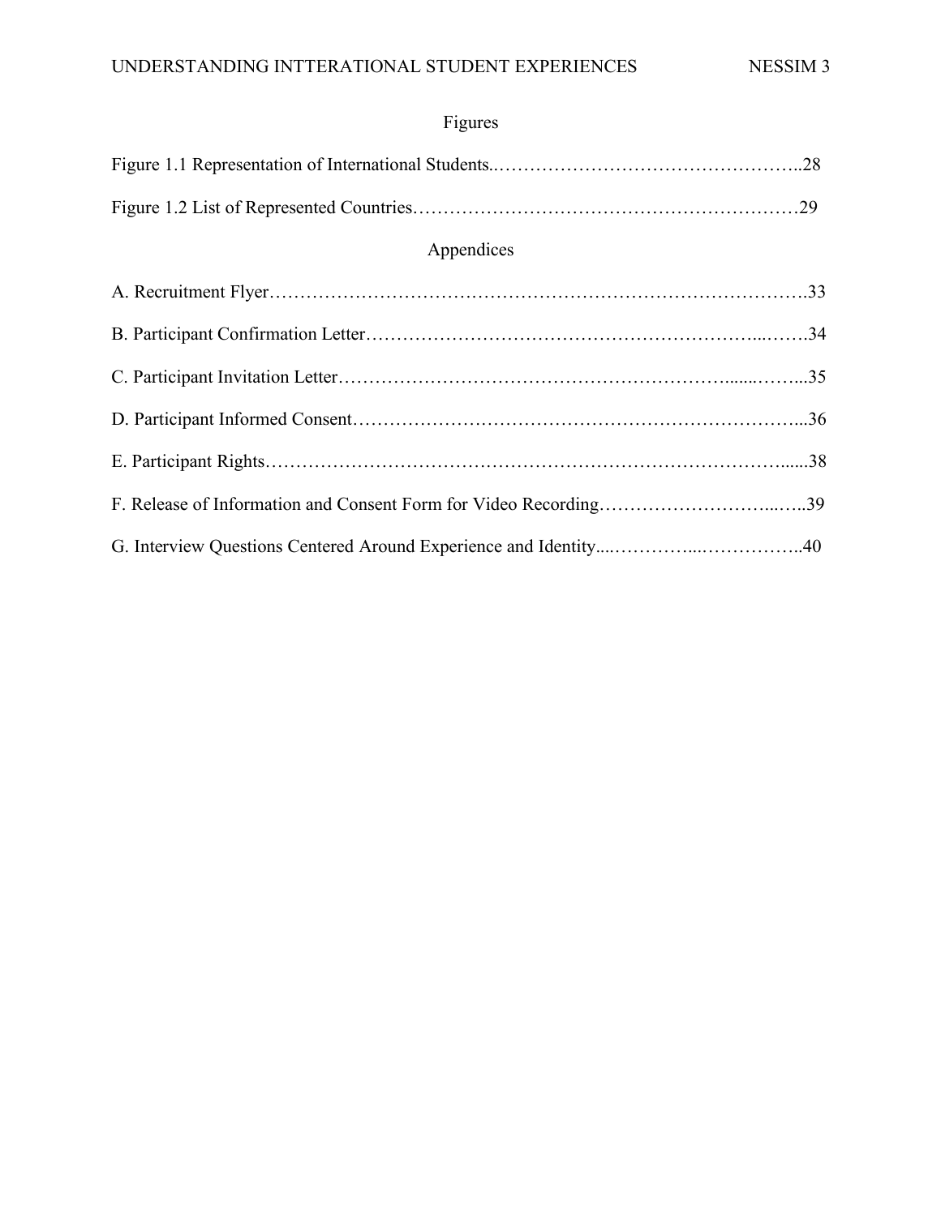## Figures

Figure 1.1 Representation of International Students.…………………………………………..28

Figure 1.2 List of Represented Countries………………………………………………………29

## Appendices

A. Recruitment Flyer…………………………………………………………………………..33

B. Participant Confirmation Letter……………………………………………………...…….34

C. Participant Invitation Letter……………………………………………………........……...35

D. Participant Informed Consent…………………………………………………………….....36

E. Participant Rights………………………………………………………………………......38

F. Release of Information and Consent Form for Video Recording………………………...…..39

G. Interview Questions Centered Around Experience and Identity....…………...……………..40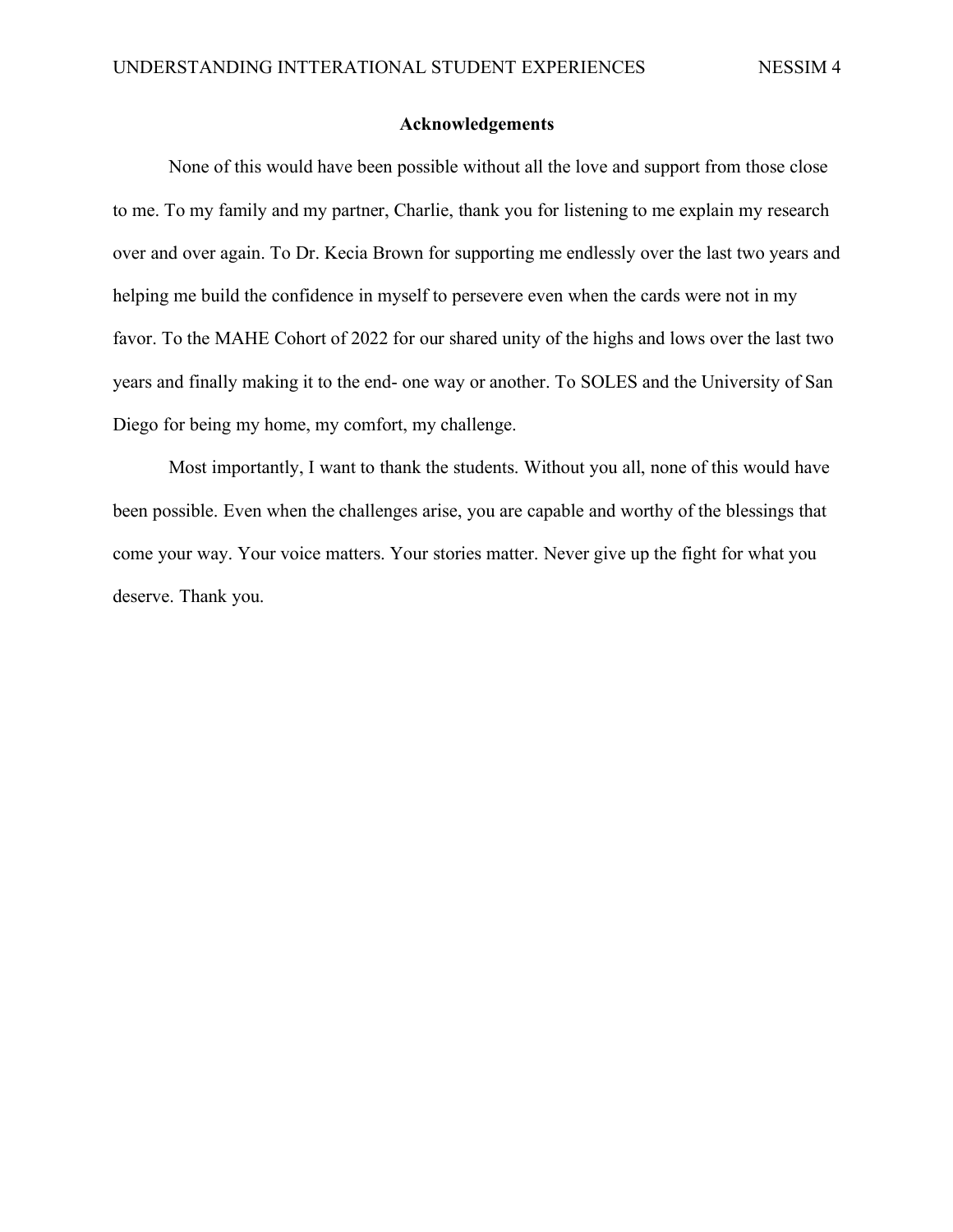## Acknowledgements

None of this would have been possible without all the love and support from those close to me. To my family and my partner, Charlie, thank you for listening to me explain my research over and over again. To Dr. Kecia Brown for supporting me endlessly over the last two years and helping me build the confidence in myself to persevere even when the cards were not in my favor. To the MAHE Cohort of 2022 for our shared unity of the highs and lows over the last two years and finally making it to the end- one way or another. To SOLES and the University of San Diego for being my home, my comfort, my challenge.

Most importantly, I want to thank the students. Without you all, none of this would have been possible. Even when the challenges arise, you are capable and worthy of the blessings that come your way. Your voice matters. Your stories matter. Never give up the fight for what you deserve. Thank you.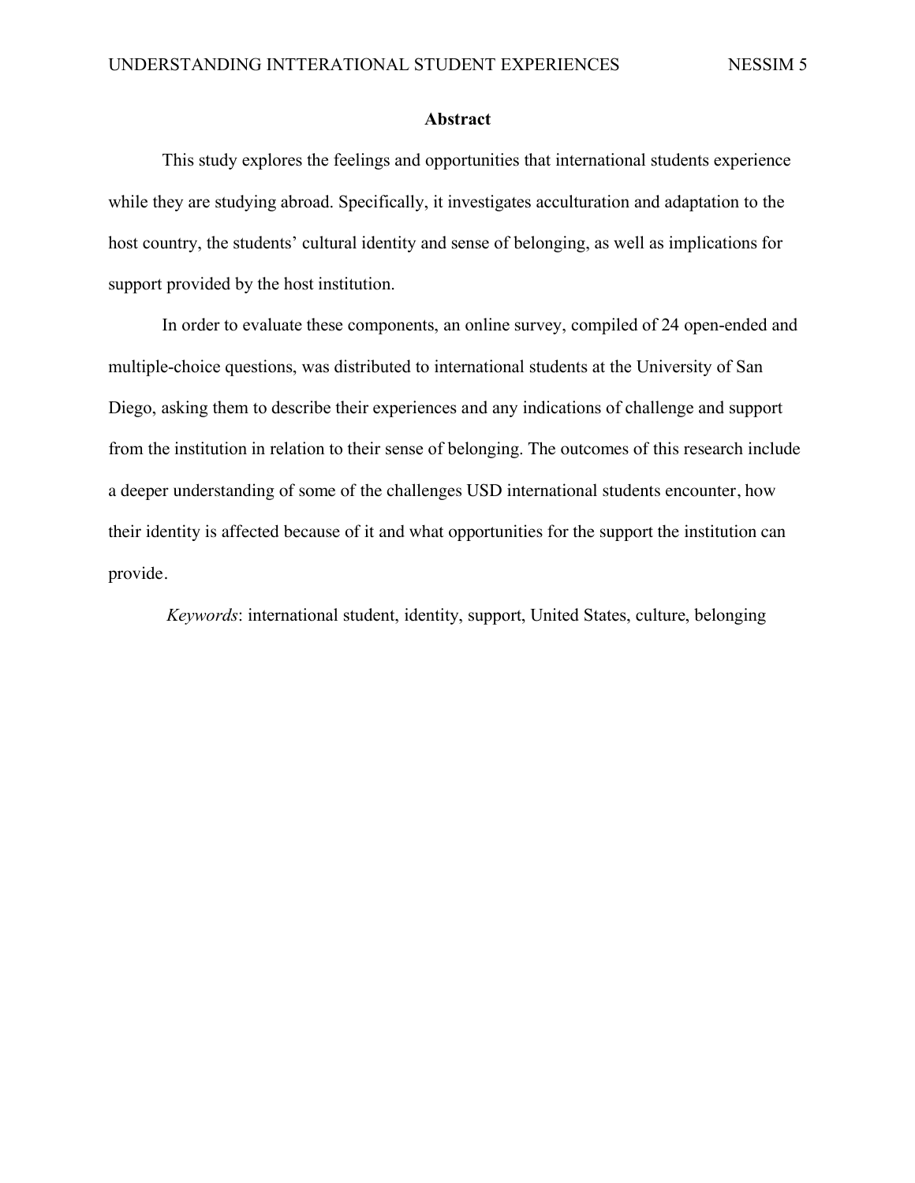## Abstract

This study explores the feelings and opportunities that international students experience while they are studying abroad. Specifically, it investigates acculturation and adaptation to the host country, the students' cultural identity and sense of belonging, as well as implications for support provided by the host institution.

In order to evaluate these components, an online survey, compiled of 24 open-ended and multiple-choice questions, was distributed to international students at the University of San Diego, asking them to describe their experiences and any indications of challenge and support from the institution in relation to their sense of belonging. The outcomes of this research include a deeper understanding of some of the challenges USD international students encounter, how their identity is affected because of it and what opportunities for the support the institution can provide.

*Keywords*: international student, identity, support, United States, culture, belonging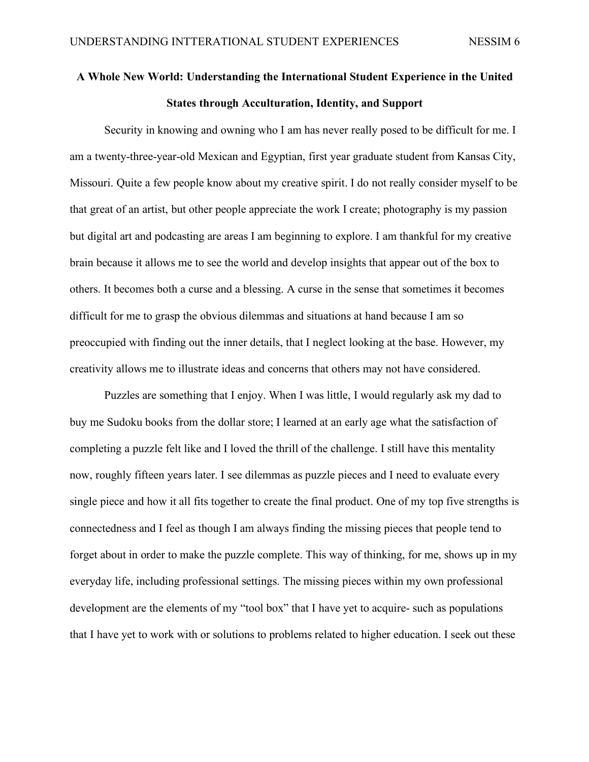**A Whole New World: Understanding the International Student Experience in the United States through Acculturation, Identity, and Support**

Security in knowing and owning who I am has never really posed to be difficult for me. I am a twenty-three-year-old Mexican and Egyptian, first year graduate student from Kansas City, Missouri. Quite a few people know about my creative spirit. I do not really consider myself to be that great of an artist, but other people appreciate the work I create; photography is my passion but digital art and podcasting are areas I am beginning to explore. I am thankful for my creative brain because it allows me to see the world and develop insights that appear out of the box to others. It becomes both a curse and a blessing. A curse in the sense that sometimes it becomes difficult for me to grasp the obvious dilemmas and situations at hand because I am so preoccupied with finding out the inner details, that I neglect looking at the base. However, my creativity allows me to illustrate ideas and concerns that others may not have considered.

Puzzles are something that I enjoy. When I was little, I would regularly ask my dad to buy me Sudoku books from the dollar store; I learned at an early age what the satisfaction of completing a puzzle felt like and I loved the thrill of the challenge. I still have this mentality now, roughly fifteen years later. I see dilemmas as puzzle pieces and I need to evaluate every single piece and how it all fits together to create the final product. One of my top five strengths is connectedness and I feel as though I am always finding the missing pieces that people tend to forget about in order to make the puzzle complete. This way of thinking, for me, shows up in my everyday life, including professional settings. The missing pieces within my own professional development are the elements of my "tool box" that I have yet to acquire- such as populations that I have yet to work with or solutions to problems related to higher education. I seek out these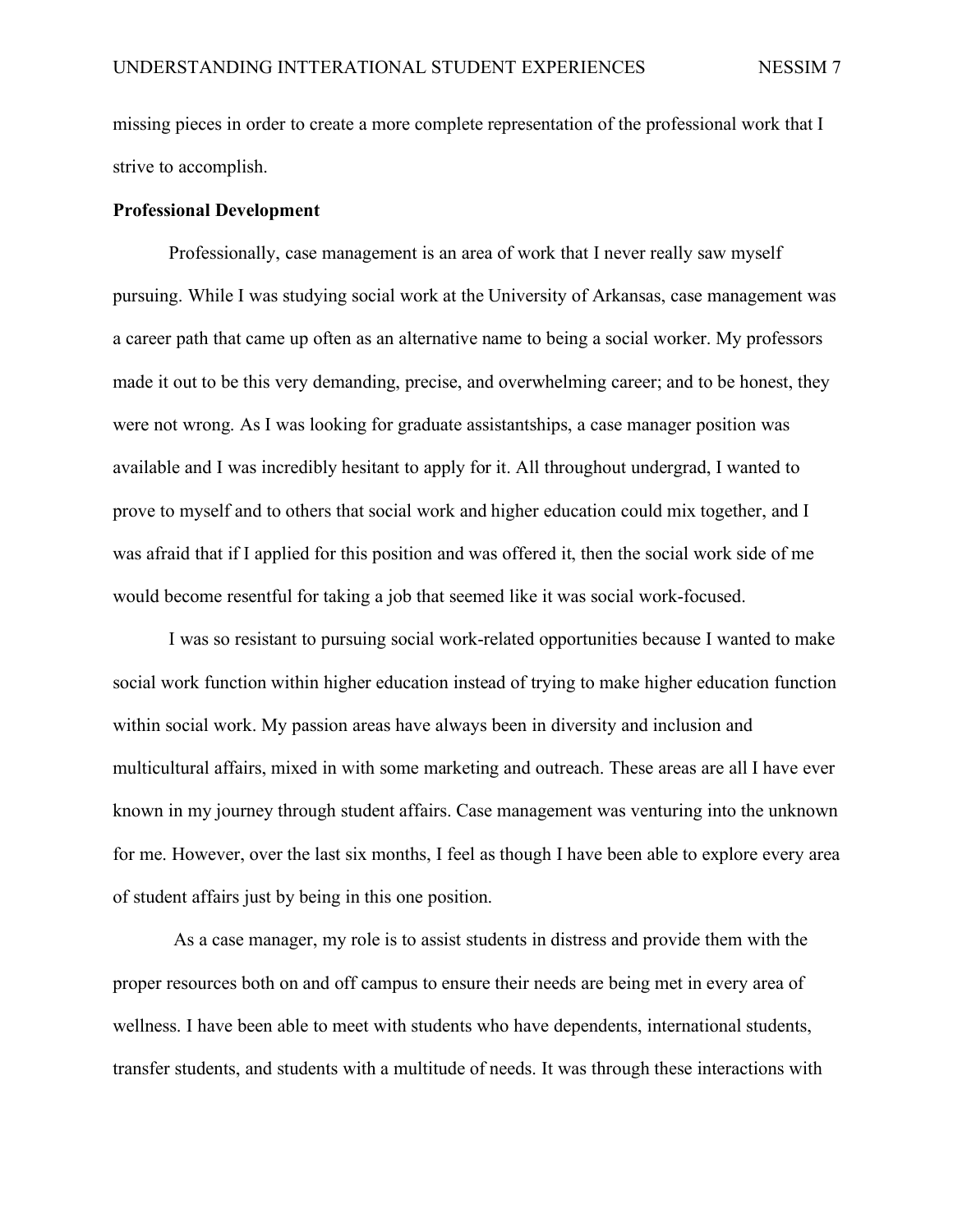missing pieces in order to create a more complete representation of the professional work that I strive to accomplish.

**Professional Development**

Professionally, case management is an area of work that I never really saw myself pursuing. While I was studying social work at the University of Arkansas, case management was a career path that came up often as an alternative name to being a social worker. My professors made it out to be this very demanding, precise, and overwhelming career; and to be honest, they were not wrong. As I was looking for graduate assistantships, a case manager position was available and I was incredibly hesitant to apply for it. All throughout undergrad, I wanted to prove to myself and to others that social work and higher education could mix together, and I was afraid that if I applied for this position and was offered it, then the social work side of me would become resentful for taking a job that seemed like it was social work-focused.

I was so resistant to pursuing social work-related opportunities because I wanted to make social work function within higher education instead of trying to make higher education function within social work. My passion areas have always been in diversity and inclusion and multicultural affairs, mixed in with some marketing and outreach. These areas are all I have ever known in my journey through student affairs. Case management was venturing into the unknown for me. However, over the last six months, I feel as though I have been able to explore every area of student affairs just by being in this one position.

As a case manager, my role is to assist students in distress and provide them with the proper resources both on and off campus to ensure their needs are being met in every area of wellness. I have been able to meet with students who have dependents, international students, transfer students, and students with a multitude of needs. It was through these interactions with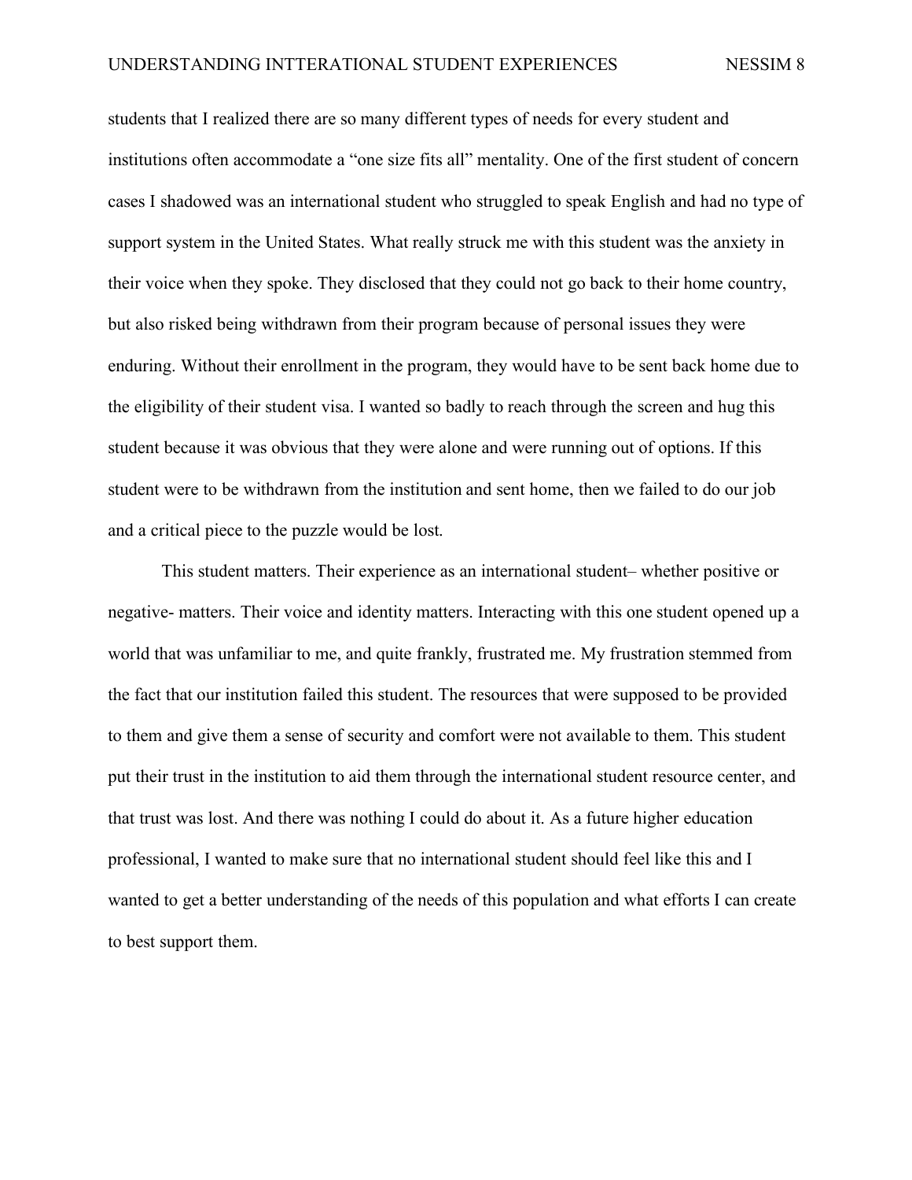students that I realized there are so many different types of needs for every student and institutions often accommodate a "one size fits all" mentality. One of the first student of concern cases I shadowed was an international student who struggled to speak English and had no type of support system in the United States. What really struck me with this student was the anxiety in their voice when they spoke. They disclosed that they could not go back to their home country, but also risked being withdrawn from their program because of personal issues they were enduring. Without their enrollment in the program, they would have to be sent back home due to the eligibility of their student visa. I wanted so badly to reach through the screen and hug this student because it was obvious that they were alone and were running out of options. If this student were to be withdrawn from the institution and sent home, then we failed to do our job and a critical piece to the puzzle would be lost.

This student matters. Their experience as an international student– whether positive or negative- matters. Their voice and identity matters. Interacting with this one student opened up a world that was unfamiliar to me, and quite frankly, frustrated me. My frustration stemmed from the fact that our institution failed this student. The resources that were supposed to be provided to them and give them a sense of security and comfort were not available to them. This student put their trust in the institution to aid them through the international student resource center, and that trust was lost. And there was nothing I could do about it. As a future higher education professional, I wanted to make sure that no international student should feel like this and I wanted to get a better understanding of the needs of this population and what efforts I can create to best support them.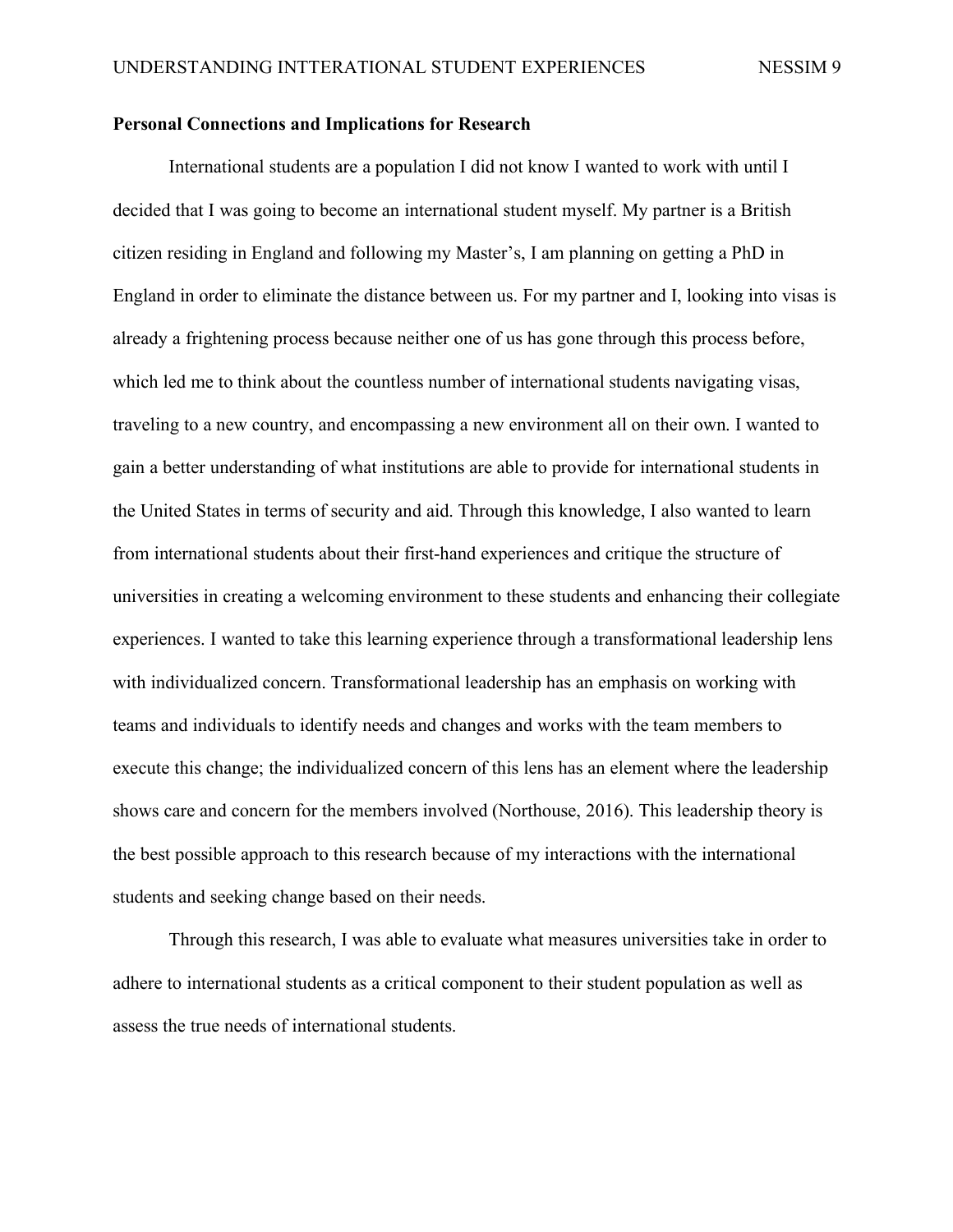**Personal Connections and Implications for Research**

International students are a population I did not know I wanted to work with until I decided that I was going to become an international student myself. My partner is a British citizen residing in England and following my Master's, I am planning on getting a PhD in England in order to eliminate the distance between us. For my partner and I, looking into visas is already a frightening process because neither one of us has gone through this process before, which led me to think about the countless number of international students navigating visas, traveling to a new country, and encompassing a new environment all on their own. I wanted to gain a better understanding of what institutions are able to provide for international students in the United States in terms of security and aid. Through this knowledge, I also wanted to learn from international students about their first-hand experiences and critique the structure of universities in creating a welcoming environment to these students and enhancing their collegiate experiences. I wanted to take this learning experience through a transformational leadership lens with individualized concern. Transformational leadership has an emphasis on working with teams and individuals to identify needs and changes and works with the team members to execute this change; the individualized concern of this lens has an element where the leadership shows care and concern for the members involved (Northouse, 2016). This leadership theory is the best possible approach to this research because of my interactions with the international students and seeking change based on their needs.

Through this research, I was able to evaluate what measures universities take in order to adhere to international students as a critical component to their student population as well as assess the true needs of international students.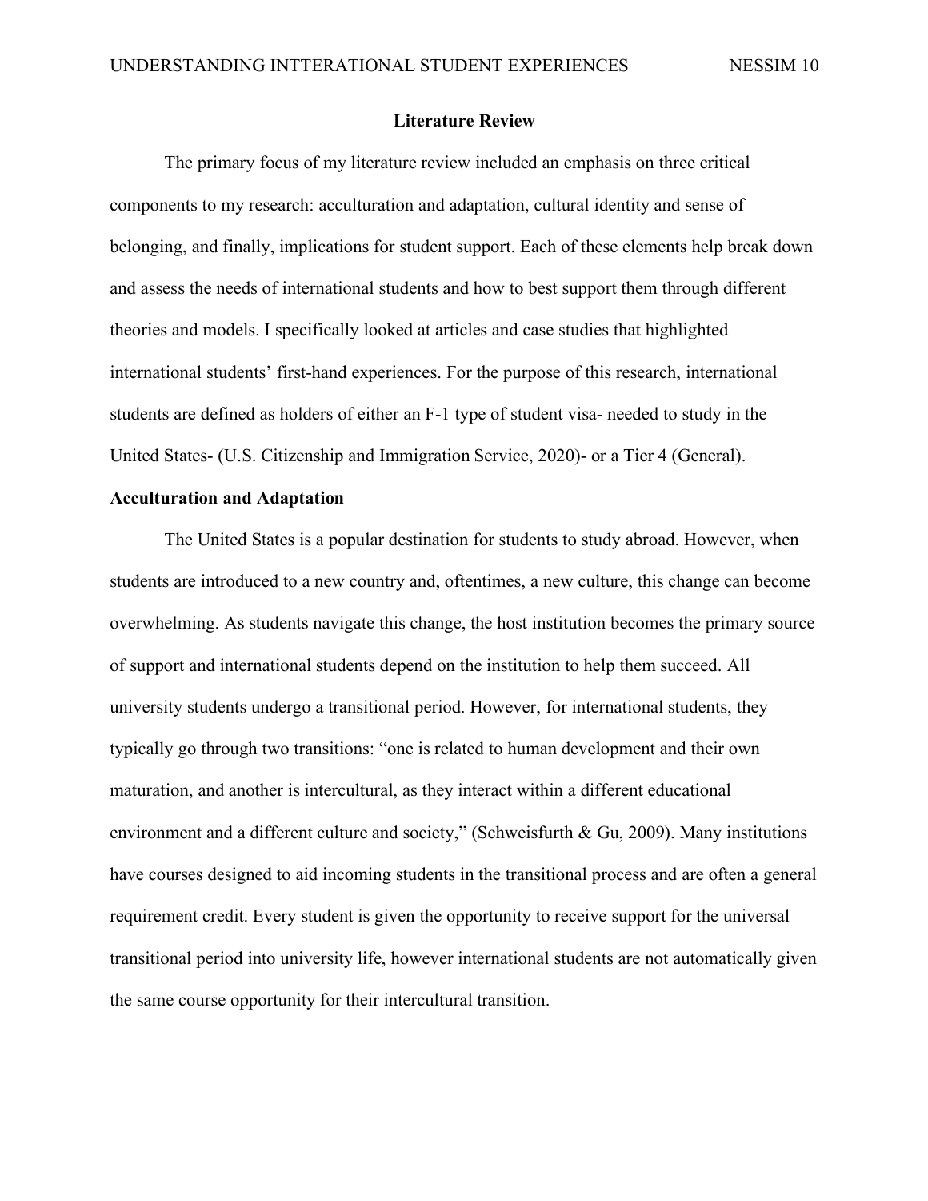# Literature Review

The primary focus of my literature review included an emphasis on three critical components to my research: acculturation and adaptation, cultural identity and sense of belonging, and finally, implications for student support. Each of these elements help break down and assess the needs of international students and how to best support them through different theories and models. I specifically looked at articles and case studies that highlighted international students' first-hand experiences. For the purpose of this research, international students are defined as holders of either an F-1 type of student visa- needed to study in the United States- (U.S. Citizenship and Immigration Service, 2020)- or a Tier 4 (General).

## Acculturation and Adaptation

The United States is a popular destination for students to study abroad. However, when students are introduced to a new country and, oftentimes, a new culture, this change can become overwhelming. As students navigate this change, the host institution becomes the primary source of support and international students depend on the institution to help them succeed. All university students undergo a transitional period. However, for international students, they typically go through two transitions: "one is related to human development and their own maturation, and another is intercultural, as they interact within a different educational environment and a different culture and society," (Schweisfurth & Gu, 2009). Many institutions have courses designed to aid incoming students in the transitional process and are often a general requirement credit. Every student is given the opportunity to receive support for the universal transitional period into university life, however international students are not automatically given the same course opportunity for their intercultural transition.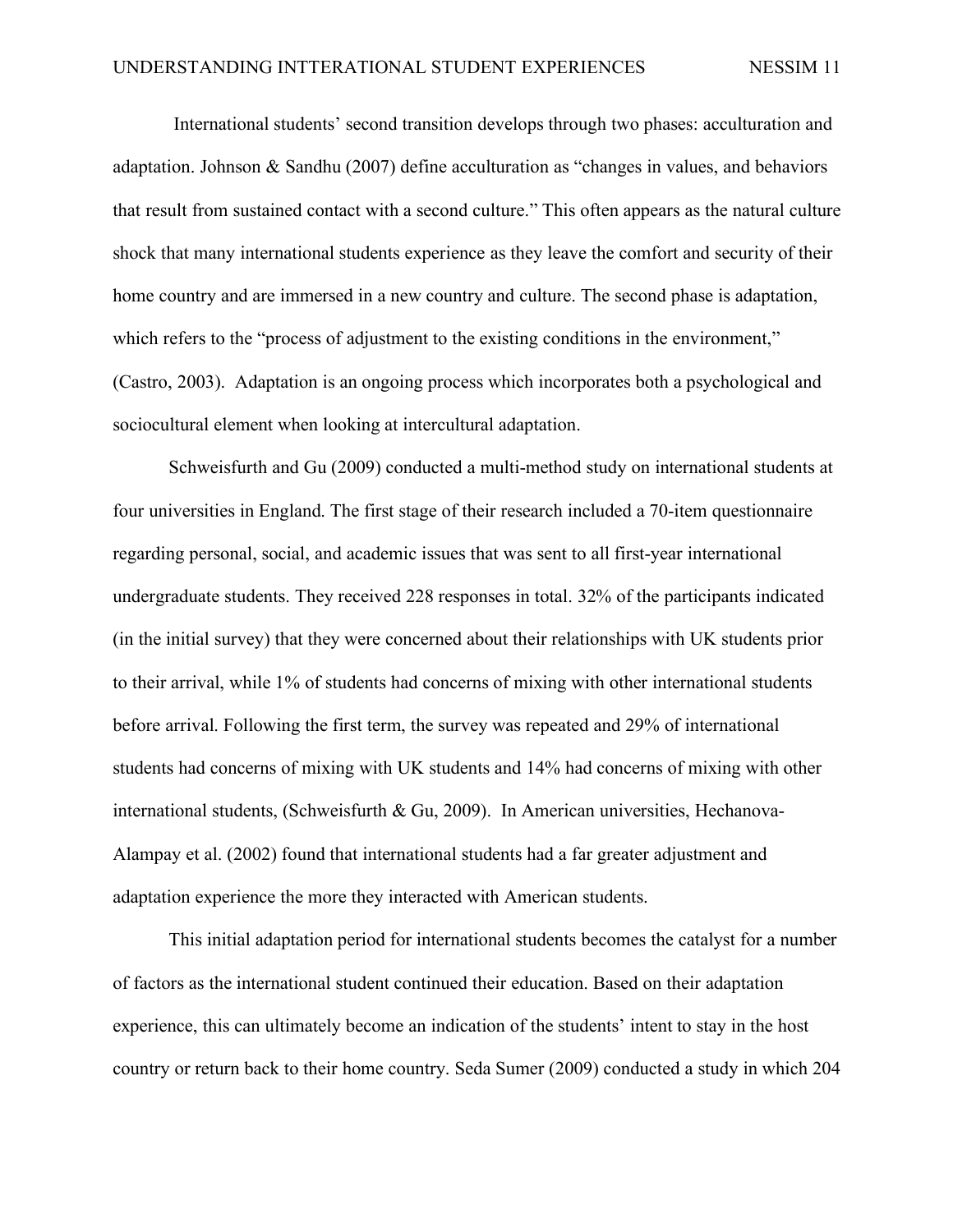International students' second transition develops through two phases: acculturation and adaptation. Johnson & Sandhu (2007) define acculturation as "changes in values, and behaviors that result from sustained contact with a second culture." This often appears as the natural culture shock that many international students experience as they leave the comfort and security of their home country and are immersed in a new country and culture. The second phase is adaptation, which refers to the "process of adjustment to the existing conditions in the environment," (Castro, 2003). Adaptation is an ongoing process which incorporates both a psychological and sociocultural element when looking at intercultural adaptation.

Schweisfurth and Gu (2009) conducted a multi-method study on international students at four universities in England. The first stage of their research included a 70-item questionnaire regarding personal, social, and academic issues that was sent to all first-year international undergraduate students. They received 228 responses in total. 32% of the participants indicated (in the initial survey) that they were concerned about their relationships with UK students prior to their arrival, while 1% of students had concerns of mixing with other international students before arrival. Following the first term, the survey was repeated and 29% of international students had concerns of mixing with UK students and 14% had concerns of mixing with other international students, (Schweisfurth & Gu, 2009). In American universities, Hechanova-Alampay et al. (2002) found that international students had a far greater adjustment and adaptation experience the more they interacted with American students.

This initial adaptation period for international students becomes the catalyst for a number of factors as the international student continued their education. Based on their adaptation experience, this can ultimately become an indication of the students' intent to stay in the host country or return back to their home country. Seda Sumer (2009) conducted a study in which 204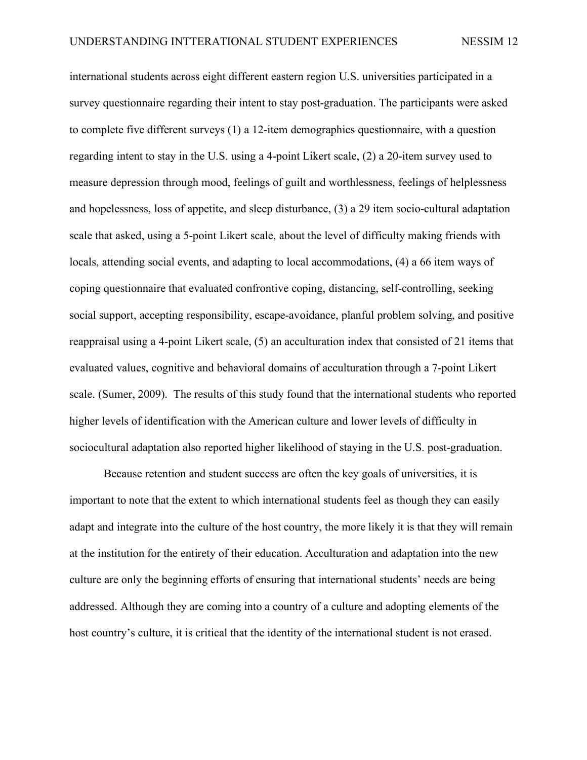international students across eight different eastern region U.S. universities participated in a survey questionnaire regarding their intent to stay post-graduation. The participants were asked to complete five different surveys (1) a 12-item demographics questionnaire, with a question regarding intent to stay in the U.S. using a 4-point Likert scale, (2) a 20-item survey used to measure depression through mood, feelings of guilt and worthlessness, feelings of helplessness and hopelessness, loss of appetite, and sleep disturbance, (3) a 29 item socio-cultural adaptation scale that asked, using a 5-point Likert scale, about the level of difficulty making friends with locals, attending social events, and adapting to local accommodations, (4) a 66 item ways of coping questionnaire that evaluated confrontive coping, distancing, self-controlling, seeking social support, accepting responsibility, escape-avoidance, planful problem solving, and positive reappraisal using a 4-point Likert scale, (5) an acculturation index that consisted of 21 items that evaluated values, cognitive and behavioral domains of acculturation through a 7-point Likert scale. (Sumer, 2009). The results of this study found that the international students who reported higher levels of identification with the American culture and lower levels of difficulty in sociocultural adaptation also reported higher likelihood of staying in the U.S. post-graduation.

Because retention and student success are often the key goals of universities, it is important to note that the extent to which international students feel as though they can easily adapt and integrate into the culture of the host country, the more likely it is that they will remain at the institution for the entirety of their education. Acculturation and adaptation into the new culture are only the beginning efforts of ensuring that international students' needs are being addressed. Although they are coming into a country of a culture and adopting elements of the host country's culture, it is critical that the identity of the international student is not erased.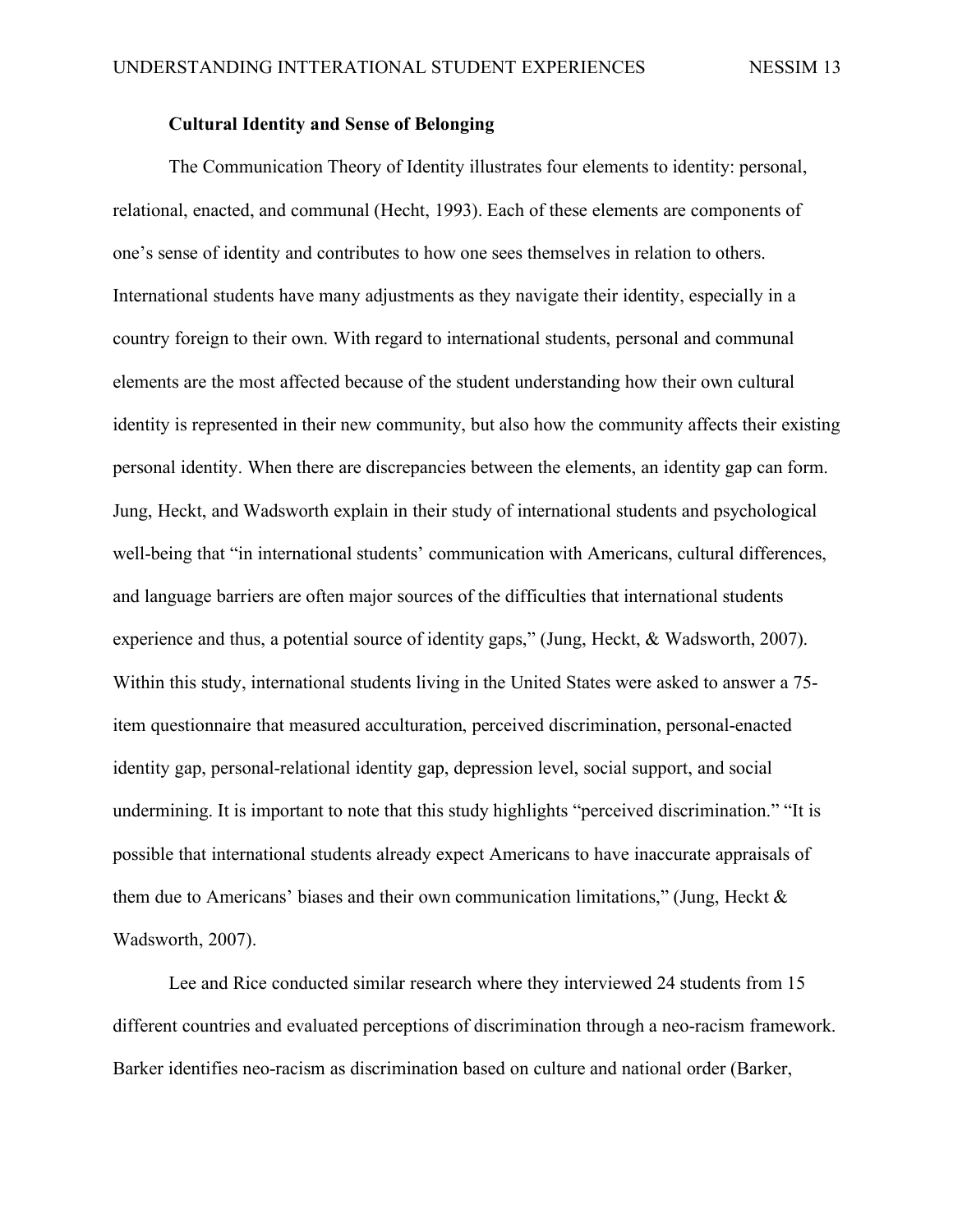### Cultural Identity and Sense of Belonging

The Communication Theory of Identity illustrates four elements to identity: personal, relational, enacted, and communal (Hecht, 1993). Each of these elements are components of one's sense of identity and contributes to how one sees themselves in relation to others. International students have many adjustments as they navigate their identity, especially in a country foreign to their own. With regard to international students, personal and communal elements are the most affected because of the student understanding how their own cultural identity is represented in their new community, but also how the community affects their existing personal identity. When there are discrepancies between the elements, an identity gap can form. Jung, Heckt, and Wadsworth explain in their study of international students and psychological well-being that "in international students' communication with Americans, cultural differences, and language barriers are often major sources of the difficulties that international students experience and thus, a potential source of identity gaps," (Jung, Heckt, & Wadsworth, 2007). Within this study, international students living in the United States were asked to answer a 75-item questionnaire that measured acculturation, perceived discrimination, personal-enacted identity gap, personal-relational identity gap, depression level, social support, and social undermining. It is important to note that this study highlights "perceived discrimination." "It is possible that international students already expect Americans to have inaccurate appraisals of them due to Americans' biases and their own communication limitations," (Jung, Heckt & Wadsworth, 2007).

Lee and Rice conducted similar research where they interviewed 24 students from 15 different countries and evaluated perceptions of discrimination through a neo-racism framework. Barker identifies neo-racism as discrimination based on culture and national order (Barker,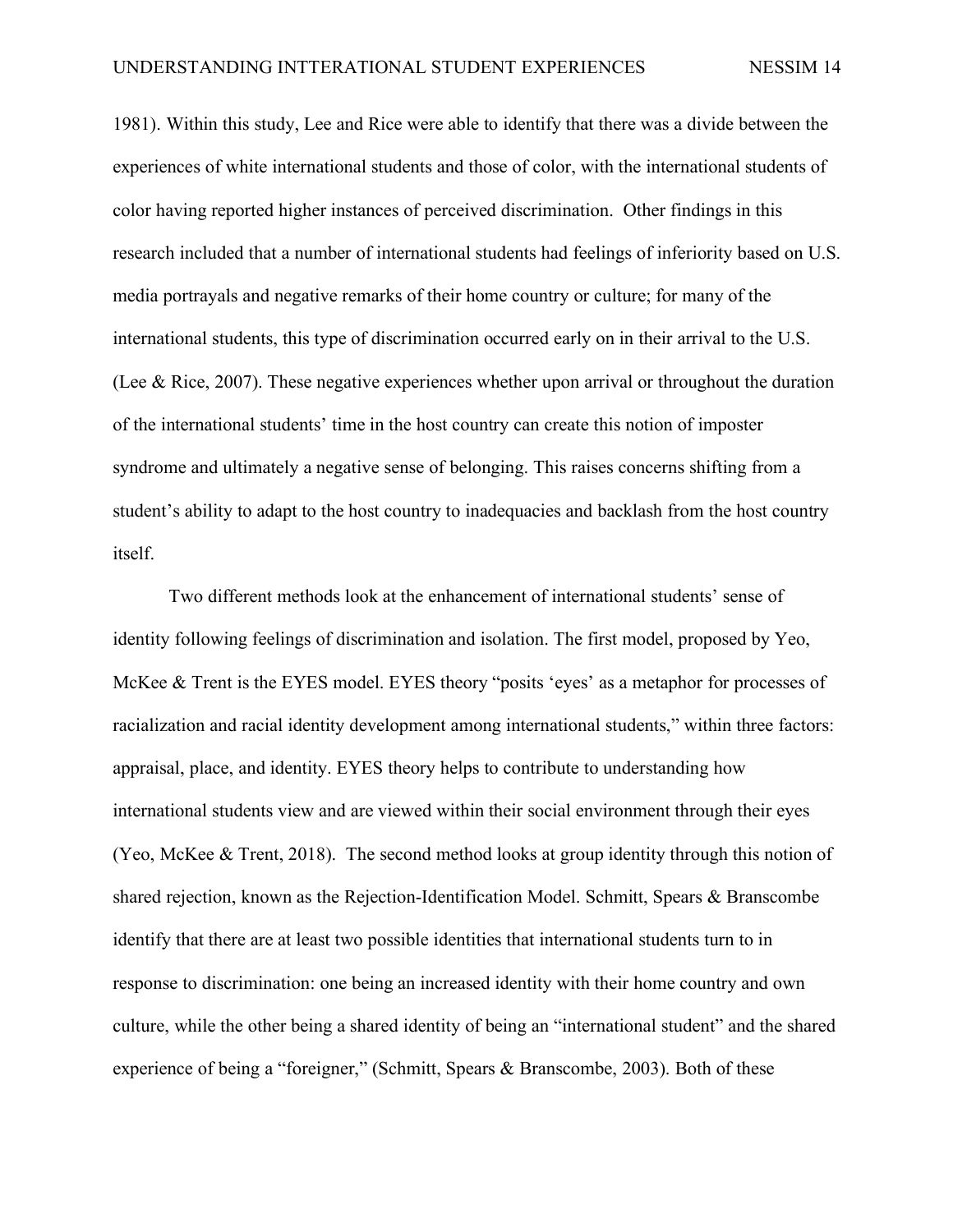1981). Within this study, Lee and Rice were able to identify that there was a divide between the experiences of white international students and those of color, with the international students of color having reported higher instances of perceived discrimination. Other findings in this research included that a number of international students had feelings of inferiority based on U.S. media portrayals and negative remarks of their home country or culture; for many of the international students, this type of discrimination occurred early on in their arrival to the U.S. (Lee & Rice, 2007). These negative experiences whether upon arrival or throughout the duration of the international students' time in the host country can create this notion of imposter syndrome and ultimately a negative sense of belonging. This raises concerns shifting from a student's ability to adapt to the host country to inadequacies and backlash from the host country itself.

Two different methods look at the enhancement of international students' sense of identity following feelings of discrimination and isolation. The first model, proposed by Yeo, McKee & Trent is the EYES model. EYES theory "posits 'eyes' as a metaphor for processes of racialization and racial identity development among international students," within three factors: appraisal, place, and identity. EYES theory helps to contribute to understanding how international students view and are viewed within their social environment through their eyes (Yeo, McKee & Trent, 2018). The second method looks at group identity through this notion of shared rejection, known as the Rejection-Identification Model. Schmitt, Spears & Branscombe identify that there are at least two possible identities that international students turn to in response to discrimination: one being an increased identity with their home country and own culture, while the other being a shared identity of being an "international student" and the shared experience of being a "foreigner," (Schmitt, Spears & Branscombe, 2003). Both of these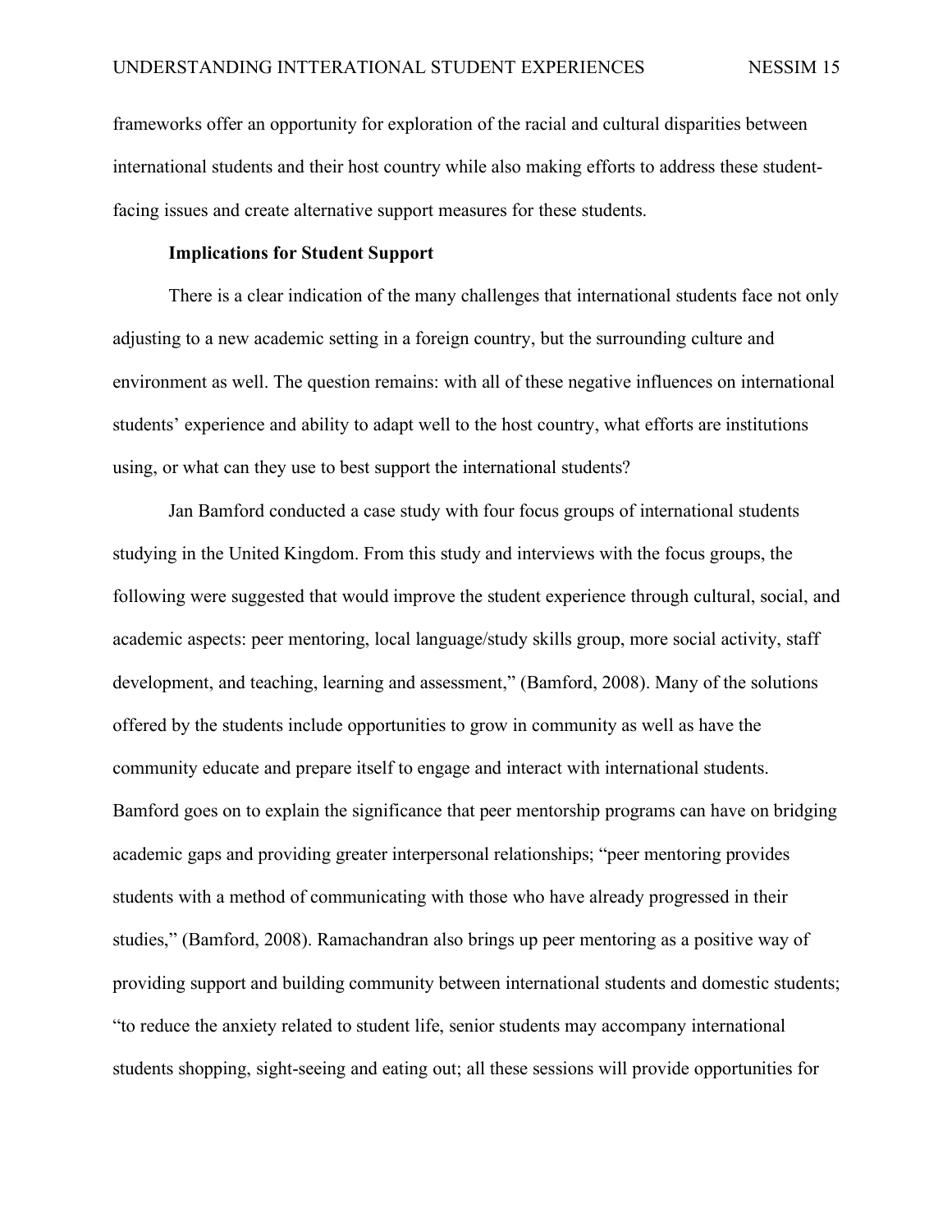frameworks offer an opportunity for exploration of the racial and cultural disparities between international students and their host country while also making efforts to address these student-facing issues and create alternative support measures for these students.

**Implications for Student Support**

There is a clear indication of the many challenges that international students face not only adjusting to a new academic setting in a foreign country, but the surrounding culture and environment as well. The question remains: with all of these negative influences on international students' experience and ability to adapt well to the host country, what efforts are institutions using, or what can they use to best support the international students?

Jan Bamford conducted a case study with four focus groups of international students studying in the United Kingdom. From this study and interviews with the focus groups, the following were suggested that would improve the student experience through cultural, social, and academic aspects: peer mentoring, local language/study skills group, more social activity, staff development, and teaching, learning and assessment," (Bamford, 2008). Many of the solutions offered by the students include opportunities to grow in community as well as have the community educate and prepare itself to engage and interact with international students. Bamford goes on to explain the significance that peer mentorship programs can have on bridging academic gaps and providing greater interpersonal relationships; "peer mentoring provides students with a method of communicating with those who have already progressed in their studies," (Bamford, 2008). Ramachandran also brings up peer mentoring as a positive way of providing support and building community between international students and domestic students; "to reduce the anxiety related to student life, senior students may accompany international students shopping, sight-seeing and eating out; all these sessions will provide opportunities for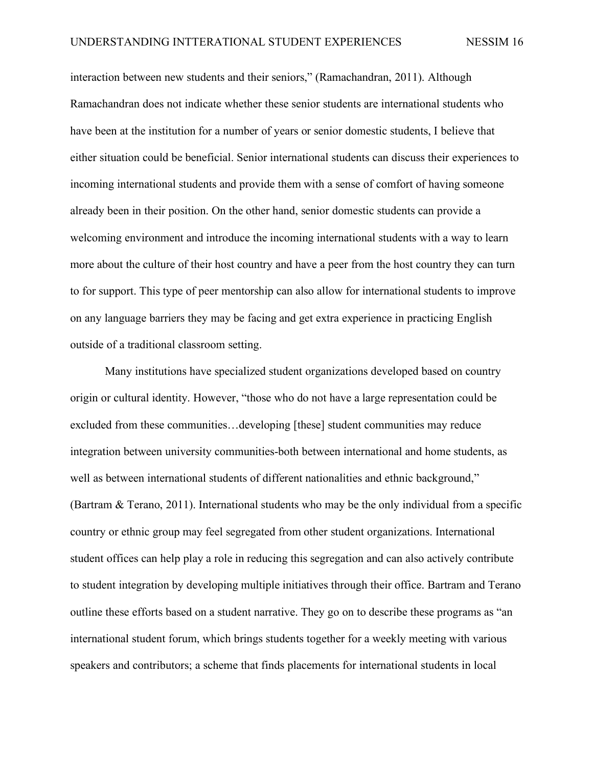interaction between new students and their seniors," (Ramachandran, 2011). Although Ramachandran does not indicate whether these senior students are international students who have been at the institution for a number of years or senior domestic students, I believe that either situation could be beneficial. Senior international students can discuss their experiences to incoming international students and provide them with a sense of comfort of having someone already been in their position. On the other hand, senior domestic students can provide a welcoming environment and introduce the incoming international students with a way to learn more about the culture of their host country and have a peer from the host country they can turn to for support. This type of peer mentorship can also allow for international students to improve on any language barriers they may be facing and get extra experience in practicing English outside of a traditional classroom setting.

Many institutions have specialized student organizations developed based on country origin or cultural identity. However, "those who do not have a large representation could be excluded from these communities…developing [these] student communities may reduce integration between university communities-both between international and home students, as well as between international students of different nationalities and ethnic background," (Bartram & Terano, 2011). International students who may be the only individual from a specific country or ethnic group may feel segregated from other student organizations. International student offices can help play a role in reducing this segregation and can also actively contribute to student integration by developing multiple initiatives through their office. Bartram and Terano outline these efforts based on a student narrative. They go on to describe these programs as "an international student forum, which brings students together for a weekly meeting with various speakers and contributors; a scheme that finds placements for international students in local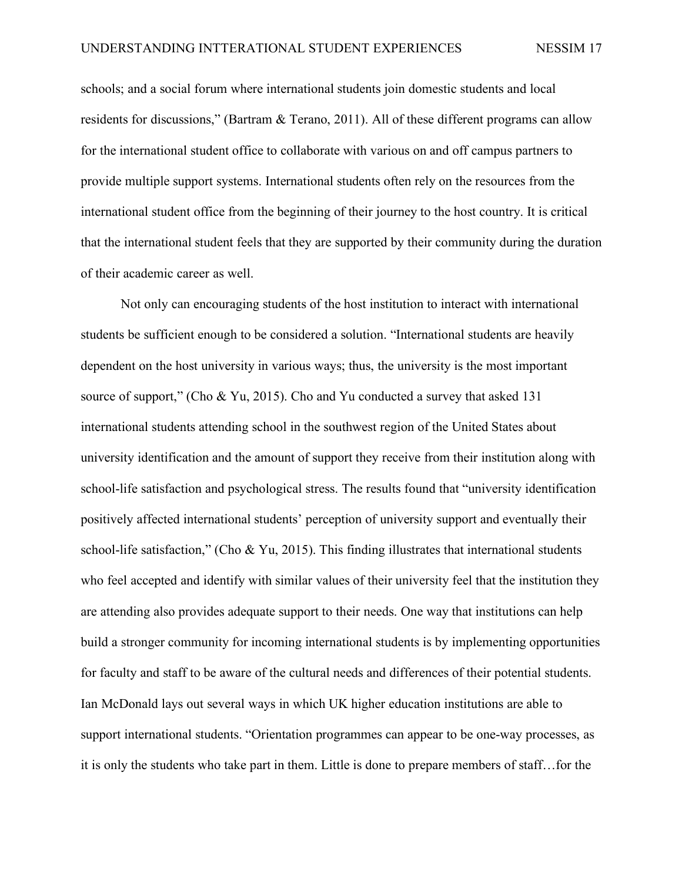schools; and a social forum where international students join domestic students and local residents for discussions," (Bartram & Terano, 2011). All of these different programs can allow for the international student office to collaborate with various on and off campus partners to provide multiple support systems. International students often rely on the resources from the international student office from the beginning of their journey to the host country. It is critical that the international student feels that they are supported by their community during the duration of their academic career as well.

Not only can encouraging students of the host institution to interact with international students be sufficient enough to be considered a solution. "International students are heavily dependent on the host university in various ways; thus, the university is the most important source of support," (Cho & Yu, 2015). Cho and Yu conducted a survey that asked 131 international students attending school in the southwest region of the United States about university identification and the amount of support they receive from their institution along with school-life satisfaction and psychological stress. The results found that "university identification positively affected international students' perception of university support and eventually their school-life satisfaction," (Cho & Yu, 2015). This finding illustrates that international students who feel accepted and identify with similar values of their university feel that the institution they are attending also provides adequate support to their needs. One way that institutions can help build a stronger community for incoming international students is by implementing opportunities for faculty and staff to be aware of the cultural needs and differences of their potential students. Ian McDonald lays out several ways in which UK higher education institutions are able to support international students. "Orientation programmes can appear to be one-way processes, as it is only the students who take part in them. Little is done to prepare members of staff…for the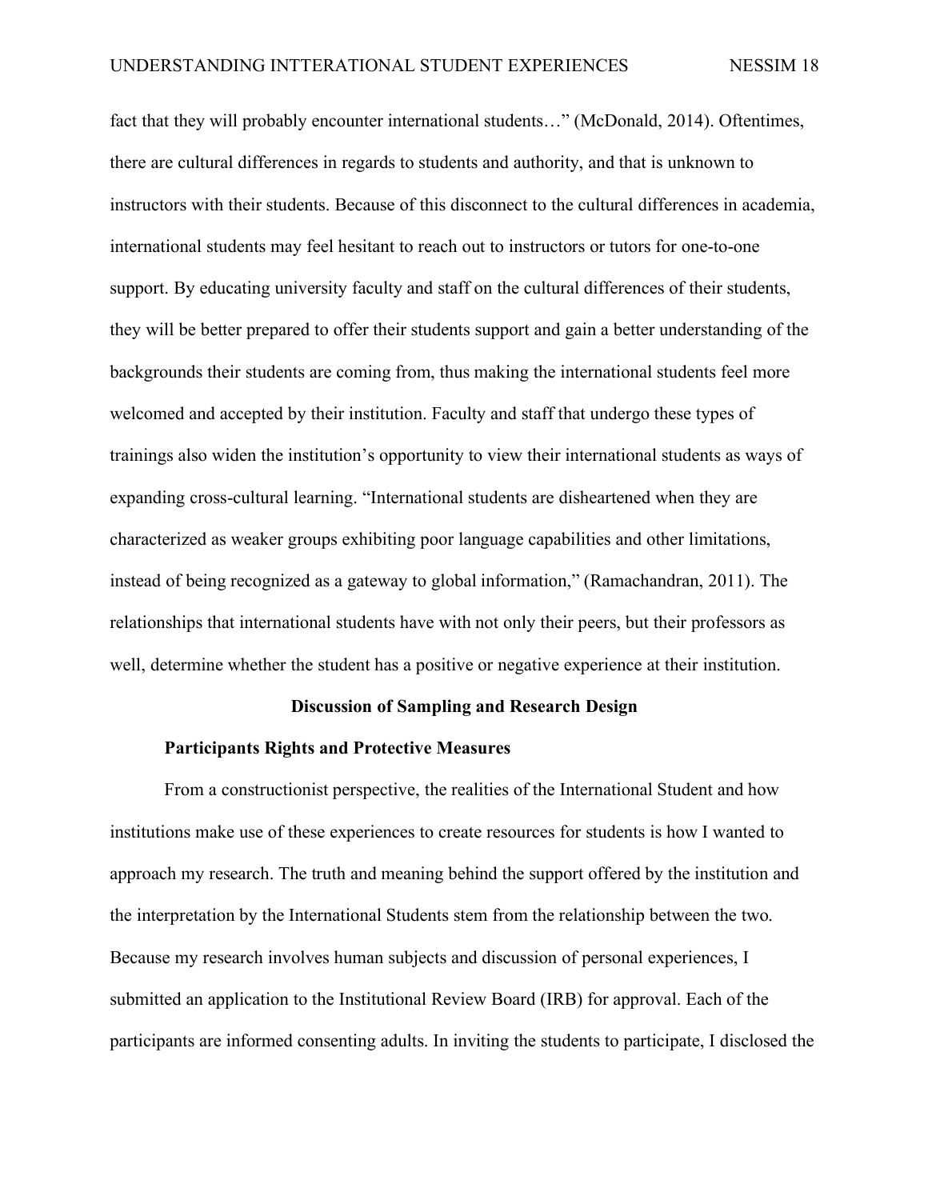fact that they will probably encounter international students…" (McDonald, 2014). Oftentimes, there are cultural differences in regards to students and authority, and that is unknown to instructors with their students. Because of this disconnect to the cultural differences in academia, international students may feel hesitant to reach out to instructors or tutors for one-to-one support. By educating university faculty and staff on the cultural differences of their students, they will be better prepared to offer their students support and gain a better understanding of the backgrounds their students are coming from, thus making the international students feel more welcomed and accepted by their institution. Faculty and staff that undergo these types of trainings also widen the institution's opportunity to view their international students as ways of expanding cross-cultural learning. "International students are disheartened when they are characterized as weaker groups exhibiting poor language capabilities and other limitations, instead of being recognized as a gateway to global information," (Ramachandran, 2011). The relationships that international students have with not only their peers, but their professors as well, determine whether the student has a positive or negative experience at their institution.

## Discussion of Sampling and Research Design

### Participants Rights and Protective Measures

From a constructionist perspective, the realities of the International Student and how institutions make use of these experiences to create resources for students is how I wanted to approach my research. The truth and meaning behind the support offered by the institution and the interpretation by the International Students stem from the relationship between the two. Because my research involves human subjects and discussion of personal experiences, I submitted an application to the Institutional Review Board (IRB) for approval. Each of the participants are informed consenting adults. In inviting the students to participate, I disclosed the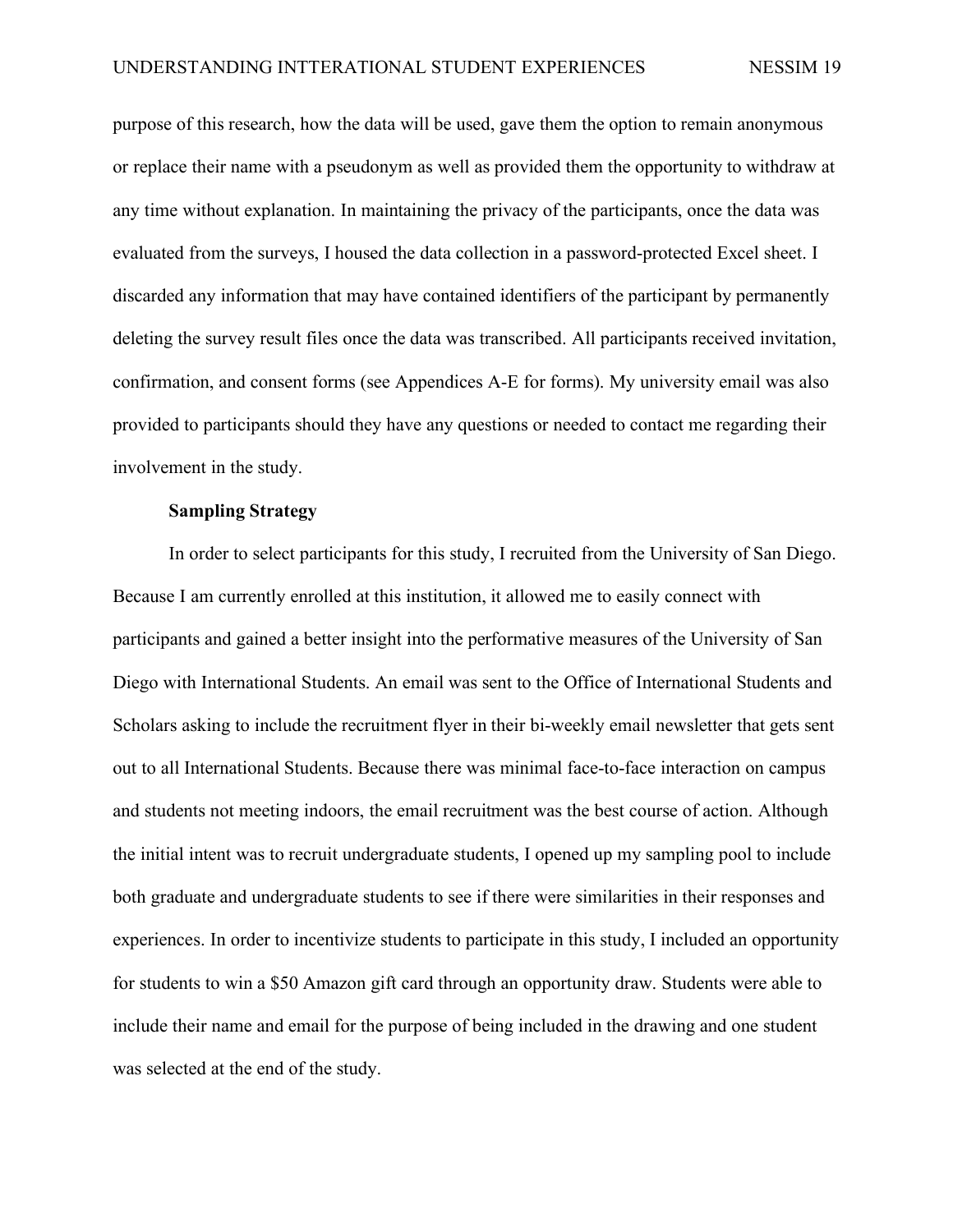purpose of this research, how the data will be used, gave them the option to remain anonymous or replace their name with a pseudonym as well as provided them the opportunity to withdraw at any time without explanation. In maintaining the privacy of the participants, once the data was evaluated from the surveys, I housed the data collection in a password-protected Excel sheet. I discarded any information that may have contained identifiers of the participant by permanently deleting the survey result files once the data was transcribed. All participants received invitation, confirmation, and consent forms (see Appendices A-E for forms). My university email was also provided to participants should they have any questions or needed to contact me regarding their involvement in the study.

### Sampling Strategy

In order to select participants for this study, I recruited from the University of San Diego. Because I am currently enrolled at this institution, it allowed me to easily connect with participants and gained a better insight into the performative measures of the University of San Diego with International Students. An email was sent to the Office of International Students and Scholars asking to include the recruitment flyer in their bi-weekly email newsletter that gets sent out to all International Students. Because there was minimal face-to-face interaction on campus and students not meeting indoors, the email recruitment was the best course of action. Although the initial intent was to recruit undergraduate students, I opened up my sampling pool to include both graduate and undergraduate students to see if there were similarities in their responses and experiences. In order to incentivize students to participate in this study, I included an opportunity for students to win a $50 Amazon gift card through an opportunity draw. Students were able to include their name and email for the purpose of being included in the drawing and one student was selected at the end of the study.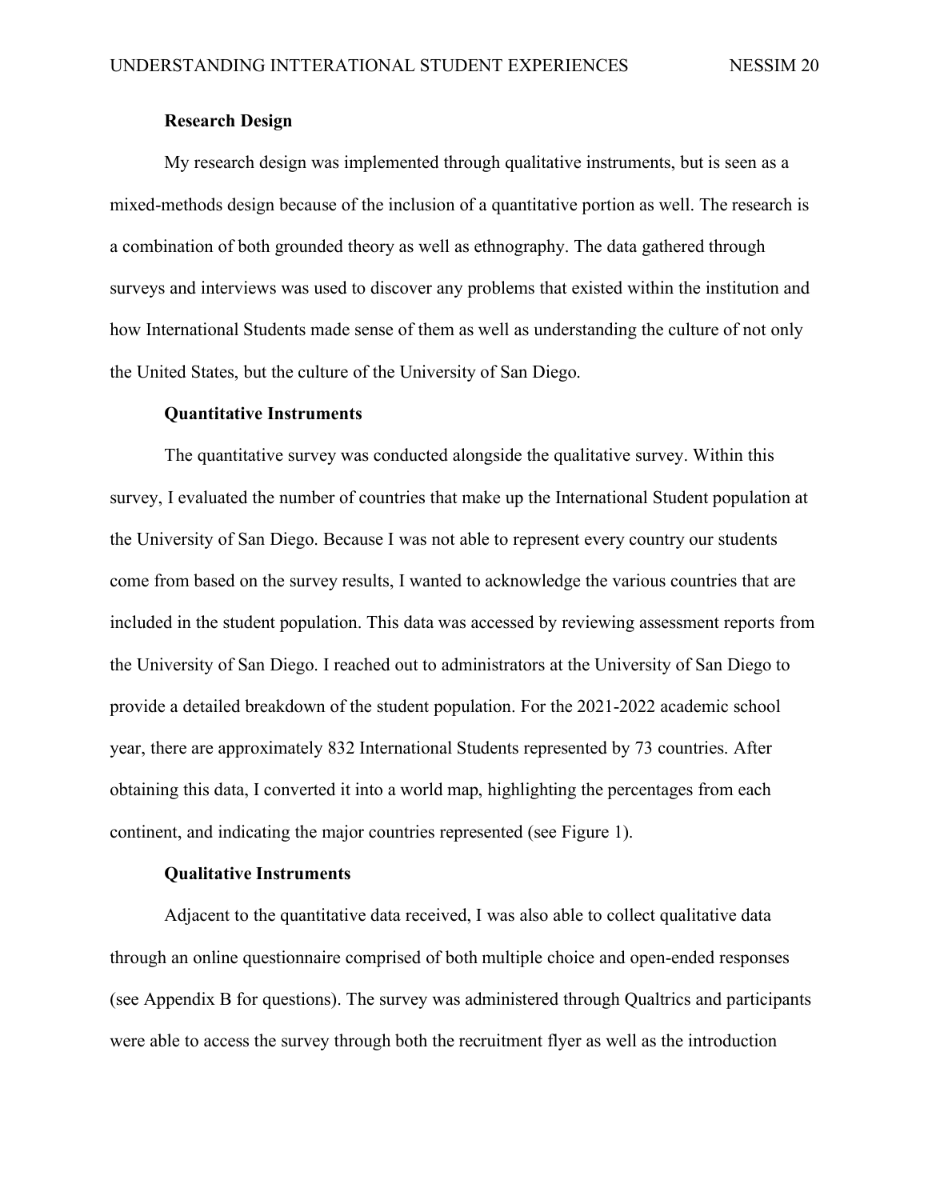### Research Design

My research design was implemented through qualitative instruments, but is seen as a mixed-methods design because of the inclusion of a quantitative portion as well. The research is a combination of both grounded theory as well as ethnography. The data gathered through surveys and interviews was used to discover any problems that existed within the institution and how International Students made sense of them as well as understanding the culture of not only the United States, but the culture of the University of San Diego.

### Quantitative Instruments

The quantitative survey was conducted alongside the qualitative survey. Within this survey, I evaluated the number of countries that make up the International Student population at the University of San Diego. Because I was not able to represent every country our students come from based on the survey results, I wanted to acknowledge the various countries that are included in the student population. This data was accessed by reviewing assessment reports from the University of San Diego. I reached out to administrators at the University of San Diego to provide a detailed breakdown of the student population. For the 2021-2022 academic school year, there are approximately 832 International Students represented by 73 countries. After obtaining this data, I converted it into a world map, highlighting the percentages from each continent, and indicating the major countries represented (see Figure 1).

### Qualitative Instruments

Adjacent to the quantitative data received, I was also able to collect qualitative data through an online questionnaire comprised of both multiple choice and open-ended responses (see Appendix B for questions). The survey was administered through Qualtrics and participants were able to access the survey through both the recruitment flyer as well as the introduction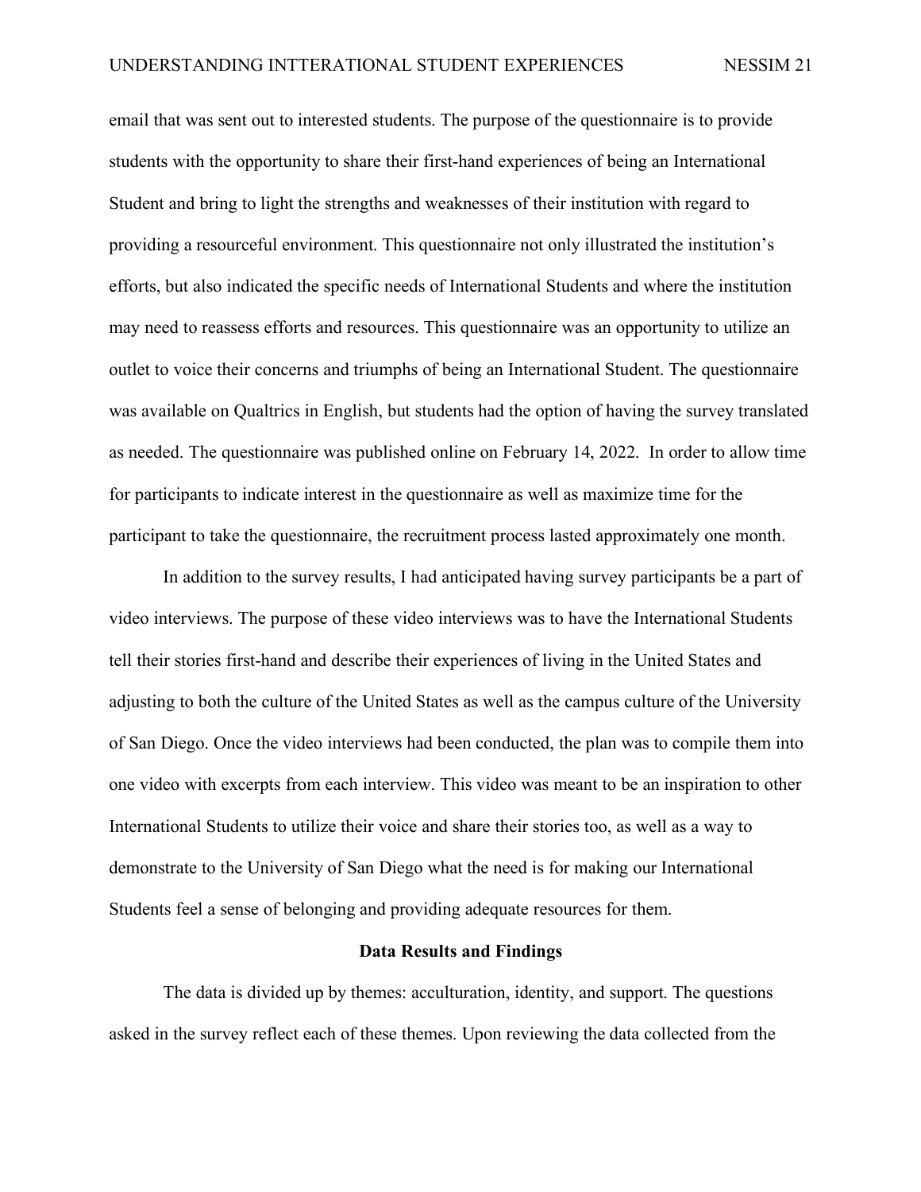email that was sent out to interested students. The purpose of the questionnaire is to provide students with the opportunity to share their first-hand experiences of being an International Student and bring to light the strengths and weaknesses of their institution with regard to providing a resourceful environment. This questionnaire not only illustrated the institution's efforts, but also indicated the specific needs of International Students and where the institution may need to reassess efforts and resources. This questionnaire was an opportunity to utilize an outlet to voice their concerns and triumphs of being an International Student. The questionnaire was available on Qualtrics in English, but students had the option of having the survey translated as needed. The questionnaire was published online on February 14, 2022. In order to allow time for participants to indicate interest in the questionnaire as well as maximize time for the participant to take the questionnaire, the recruitment process lasted approximately one month.

In addition to the survey results, I had anticipated having survey participants be a part of video interviews. The purpose of these video interviews was to have the International Students tell their stories first-hand and describe their experiences of living in the United States and adjusting to both the culture of the United States as well as the campus culture of the University of San Diego. Once the video interviews had been conducted, the plan was to compile them into one video with excerpts from each interview. This video was meant to be an inspiration to other International Students to utilize their voice and share their stories too, as well as a way to demonstrate to the University of San Diego what the need is for making our International Students feel a sense of belonging and providing adequate resources for them.

**Data Results and Findings**

The data is divided up by themes: acculturation, identity, and support. The questions asked in the survey reflect each of these themes. Upon reviewing the data collected from the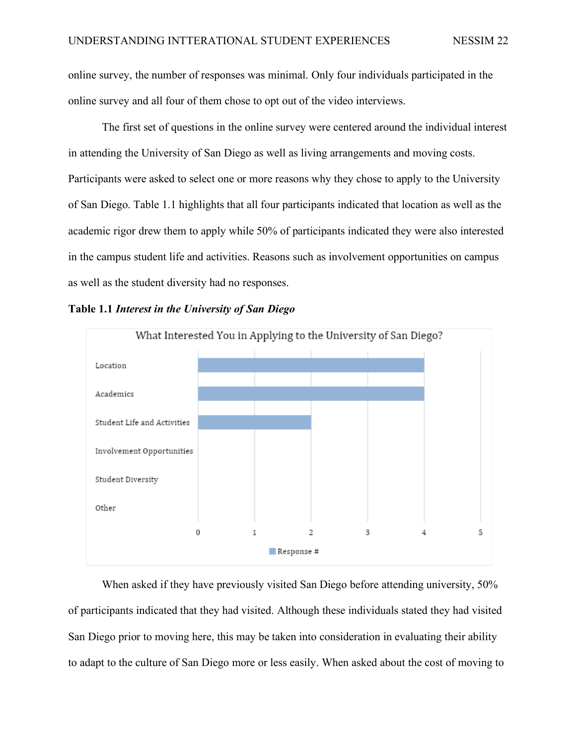online survey, the number of responses was minimal. Only four individuals participated in the online survey and all four of them chose to opt out of the video interviews.

The first set of questions in the online survey were centered around the individual interest in attending the University of San Diego as well as living arrangements and moving costs. Participants were asked to select one or more reasons why they chose to apply to the University of San Diego. Table 1.1 highlights that all four participants indicated that location as well as the academic rigor drew them to apply while 50% of participants indicated they were also interested in the campus student life and activities. Reasons such as involvement opportunities on campus as well as the student diversity had no responses.

**Table 1.1** ***Interest in the University of San Diego***

What Interested You in Applying to the University of San Diego?

Location

Academics

Student Life and Activities

Involvement Opportunities

Student Diversity

Other

0 1 2 3 4 5

Response #

When asked if they have previously visited San Diego before attending university, 50% of participants indicated that they had visited. Although these individuals stated they had visited San Diego prior to moving here, this may be taken into consideration in evaluating their ability to adapt to the culture of San Diego more or less easily. When asked about the cost of moving to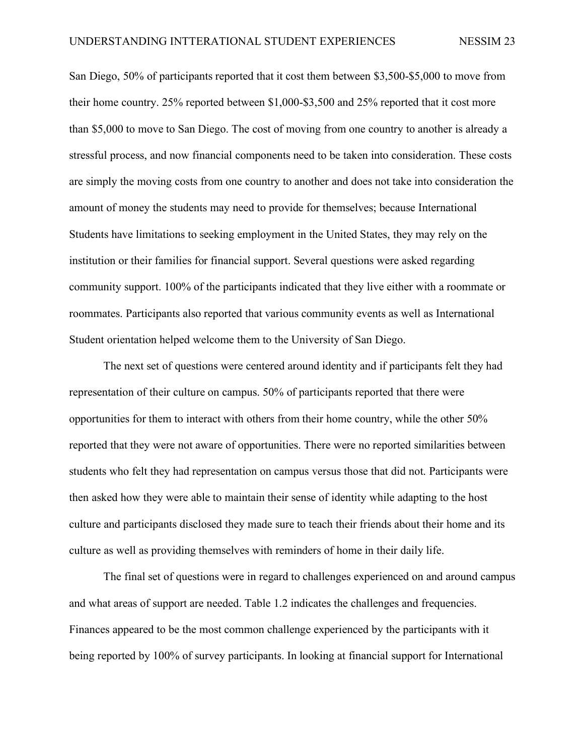San Diego, 50% of participants reported that it cost them between $3,500-$5,000 to move from their home country. 25% reported between $1,000-$3,500 and 25% reported that it cost more than $5,000 to move to San Diego. The cost of moving from one country to another is already a stressful process, and now financial components need to be taken into consideration. These costs are simply the moving costs from one country to another and does not take into consideration the amount of money the students may need to provide for themselves; because International Students have limitations to seeking employment in the United States, they may rely on the institution or their families for financial support. Several questions were asked regarding community support. 100% of the participants indicated that they live either with a roommate or roommates. Participants also reported that various community events as well as International Student orientation helped welcome them to the University of San Diego.

The next set of questions were centered around identity and if participants felt they had representation of their culture on campus. 50% of participants reported that there were opportunities for them to interact with others from their home country, while the other 50% reported that they were not aware of opportunities. There were no reported similarities between students who felt they had representation on campus versus those that did not. Participants were then asked how they were able to maintain their sense of identity while adapting to the host culture and participants disclosed they made sure to teach their friends about their home and its culture as well as providing themselves with reminders of home in their daily life.

The final set of questions were in regard to challenges experienced on and around campus and what areas of support are needed. Table 1.2 indicates the challenges and frequencies. Finances appeared to be the most common challenge experienced by the participants with it being reported by 100% of survey participants. In looking at financial support for International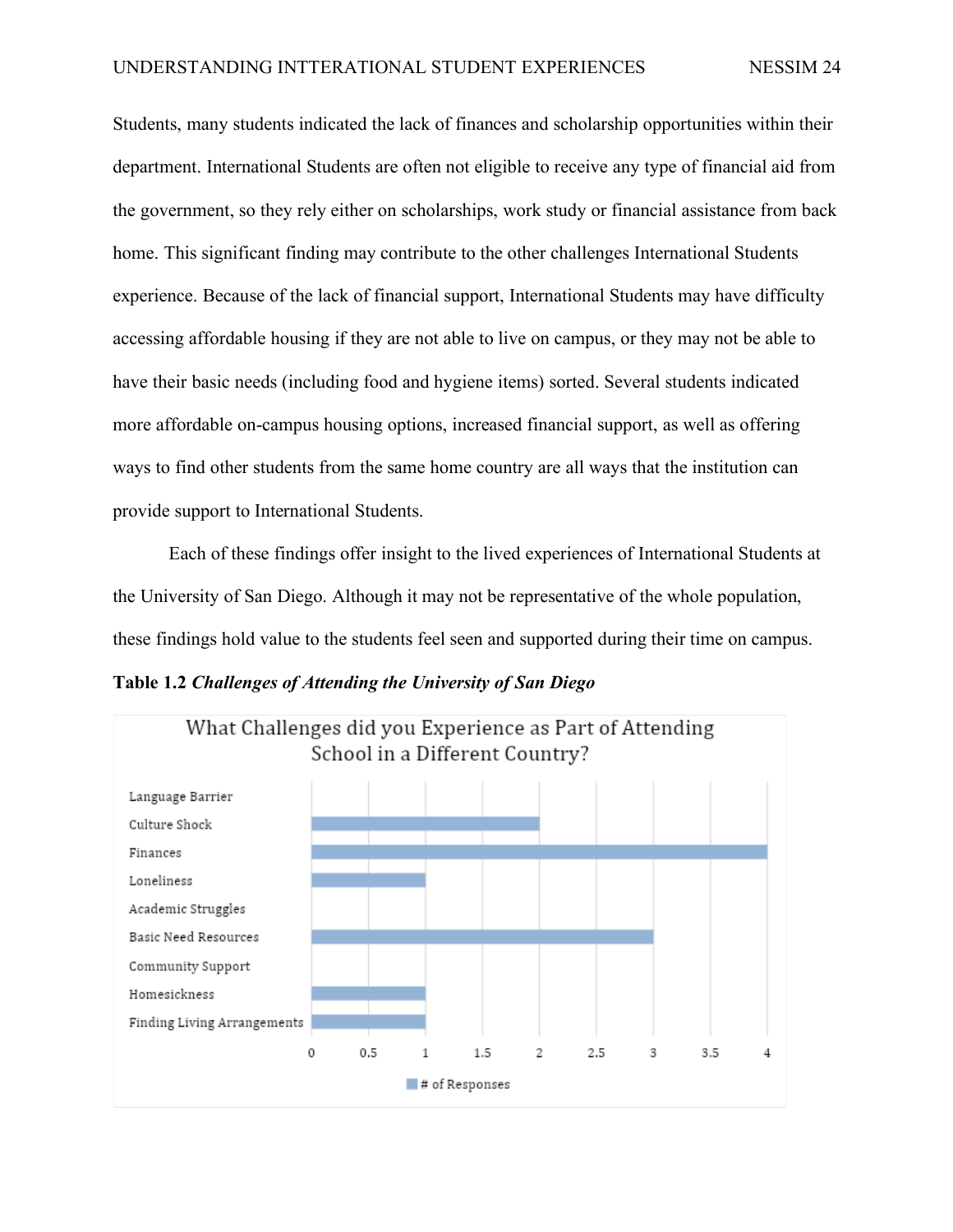Students, many students indicated the lack of finances and scholarship opportunities within their department. International Students are often not eligible to receive any type of financial aid from the government, so they rely either on scholarships, work study or financial assistance from back home. This significant finding may contribute to the other challenges International Students experience. Because of the lack of financial support, International Students may have difficulty accessing affordable housing if they are not able to live on campus, or they may not be able to have their basic needs (including food and hygiene items) sorted. Several students indicated more affordable on-campus housing options, increased financial support, as well as offering ways to find other students from the same home country are all ways that the institution can provide support to International Students.

Each of these findings offer insight to the lived experiences of International Students at the University of San Diego. Although it may not be representative of the whole population, these findings hold value to the students feel seen and supported during their time on campus.

**Table 1.2** ***Challenges of Attending the University of San Diego***

What Challenges did you Experience as Part of Attending School in a Different Country?

Language Barrier
Culture Shock
Finances
Loneliness
Academic Struggles
Basic Need Resources
Community Support
Homesickness
Finding Living Arrangements

0 0.5 1 1.5 2 2.5 3 3.5 4

# of Responses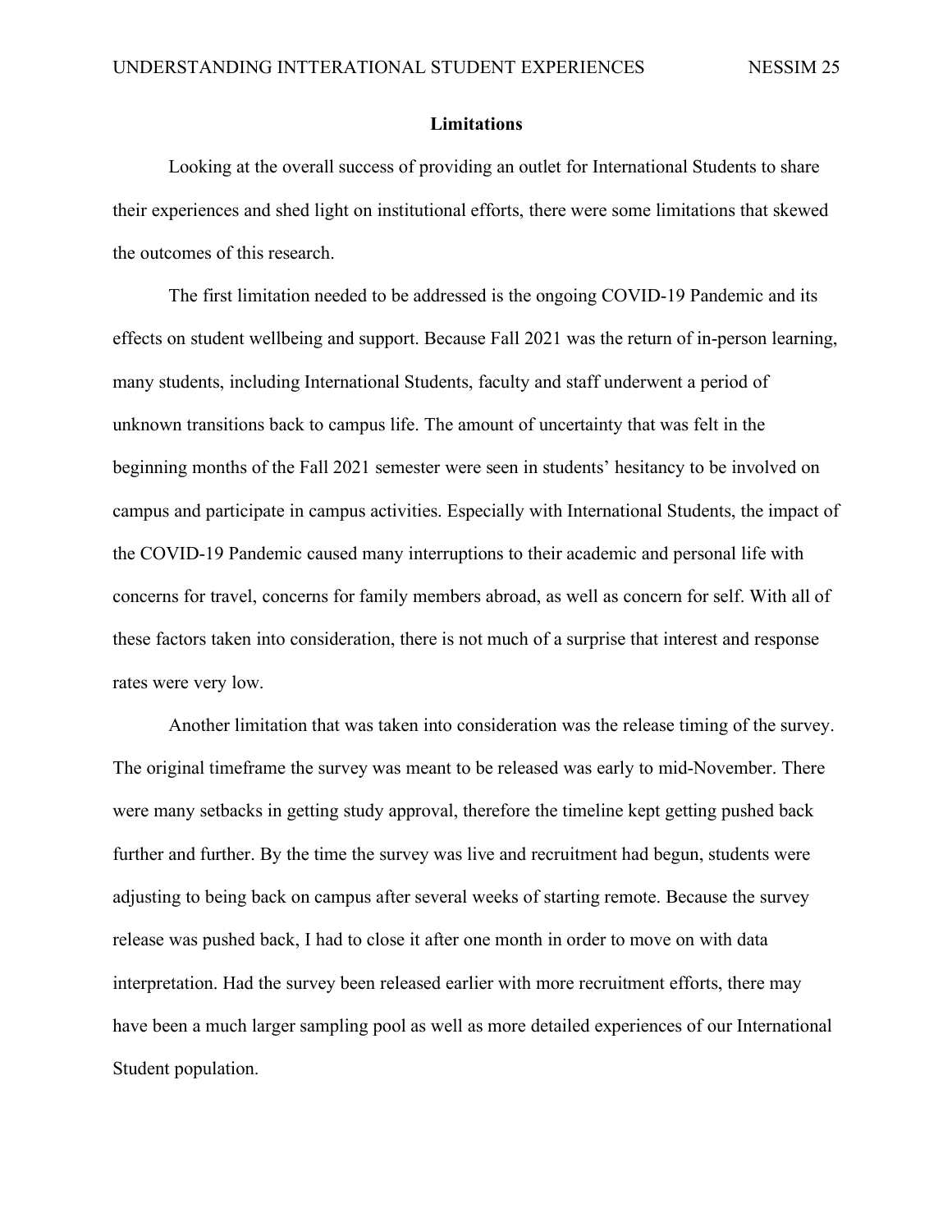## Limitations

Looking at the overall success of providing an outlet for International Students to share their experiences and shed light on institutional efforts, there were some limitations that skewed the outcomes of this research.

The first limitation needed to be addressed is the ongoing COVID-19 Pandemic and its effects on student wellbeing and support. Because Fall 2021 was the return of in-person learning, many students, including International Students, faculty and staff underwent a period of unknown transitions back to campus life. The amount of uncertainty that was felt in the beginning months of the Fall 2021 semester were seen in students' hesitancy to be involved on campus and participate in campus activities. Especially with International Students, the impact of the COVID-19 Pandemic caused many interruptions to their academic and personal life with concerns for travel, concerns for family members abroad, as well as concern for self. With all of these factors taken into consideration, there is not much of a surprise that interest and response rates were very low.

Another limitation that was taken into consideration was the release timing of the survey. The original timeframe the survey was meant to be released was early to mid-November. There were many setbacks in getting study approval, therefore the timeline kept getting pushed back further and further. By the time the survey was live and recruitment had begun, students were adjusting to being back on campus after several weeks of starting remote. Because the survey release was pushed back, I had to close it after one month in order to move on with data interpretation. Had the survey been released earlier with more recruitment efforts, there may have been a much larger sampling pool as well as more detailed experiences of our International Student population.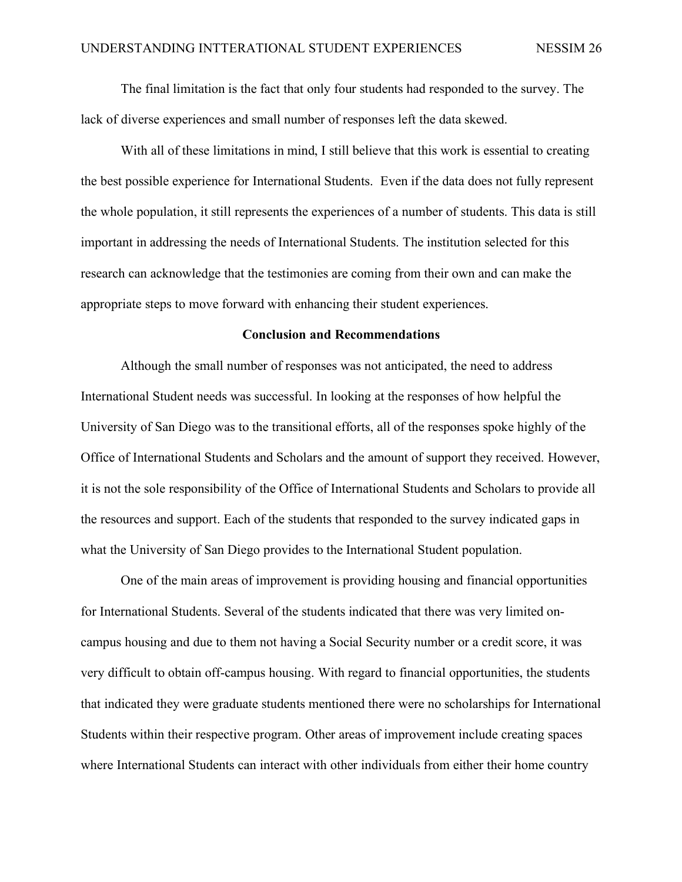The final limitation is the fact that only four students had responded to the survey. The lack of diverse experiences and small number of responses left the data skewed.

With all of these limitations in mind, I still believe that this work is essential to creating the best possible experience for International Students. Even if the data does not fully represent the whole population, it still represents the experiences of a number of students. This data is still important in addressing the needs of International Students. The institution selected for this research can acknowledge that the testimonies are coming from their own and can make the appropriate steps to move forward with enhancing their student experiences.

## Conclusion and Recommendations

Although the small number of responses was not anticipated, the need to address International Student needs was successful. In looking at the responses of how helpful the University of San Diego was to the transitional efforts, all of the responses spoke highly of the Office of International Students and Scholars and the amount of support they received. However, it is not the sole responsibility of the Office of International Students and Scholars to provide all the resources and support. Each of the students that responded to the survey indicated gaps in what the University of San Diego provides to the International Student population.

One of the main areas of improvement is providing housing and financial opportunities for International Students. Several of the students indicated that there was very limited on-campus housing and due to them not having a Social Security number or a credit score, it was very difficult to obtain off-campus housing. With regard to financial opportunities, the students that indicated they were graduate students mentioned there were no scholarships for International Students within their respective program. Other areas of improvement include creating spaces where International Students can interact with other individuals from either their home country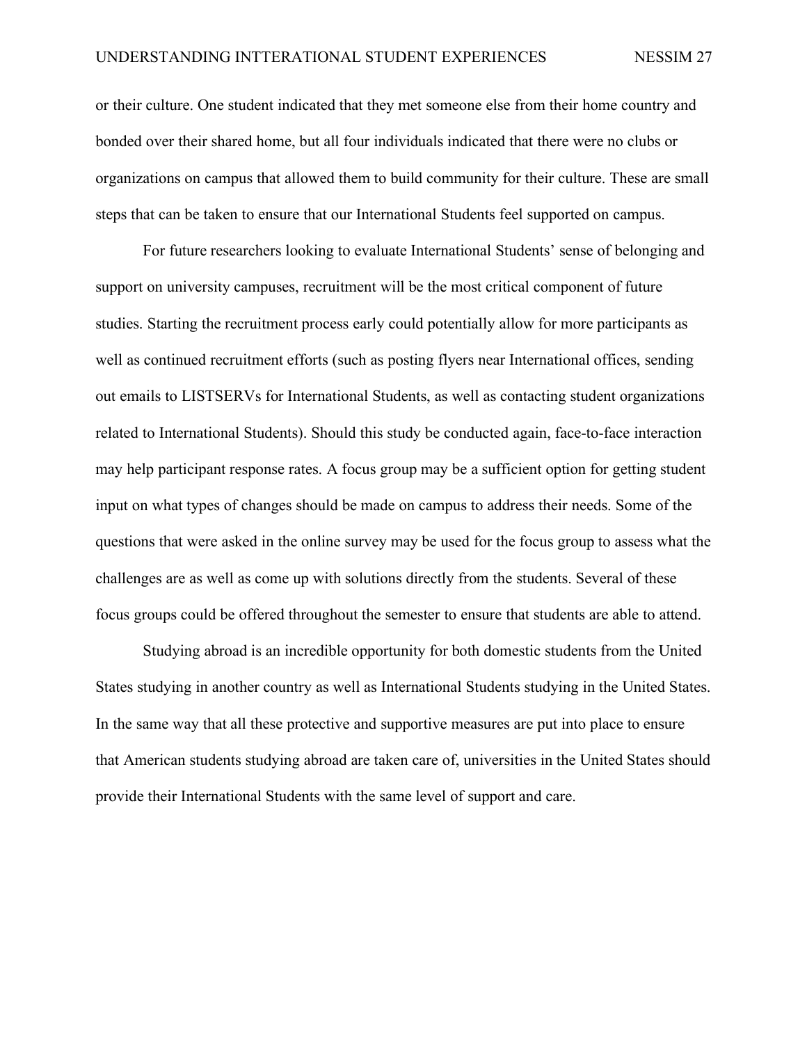or their culture. One student indicated that they met someone else from their home country and bonded over their shared home, but all four individuals indicated that there were no clubs or organizations on campus that allowed them to build community for their culture. These are small steps that can be taken to ensure that our International Students feel supported on campus.

For future researchers looking to evaluate International Students' sense of belonging and support on university campuses, recruitment will be the most critical component of future studies. Starting the recruitment process early could potentially allow for more participants as well as continued recruitment efforts (such as posting flyers near International offices, sending out emails to LISTSERVs for International Students, as well as contacting student organizations related to International Students). Should this study be conducted again, face-to-face interaction may help participant response rates. A focus group may be a sufficient option for getting student input on what types of changes should be made on campus to address their needs. Some of the questions that were asked in the online survey may be used for the focus group to assess what the challenges are as well as come up with solutions directly from the students. Several of these focus groups could be offered throughout the semester to ensure that students are able to attend.

Studying abroad is an incredible opportunity for both domestic students from the United States studying in another country as well as International Students studying in the United States. In the same way that all these protective and supportive measures are put into place to ensure that American students studying abroad are taken care of, universities in the United States should provide their International Students with the same level of support and care.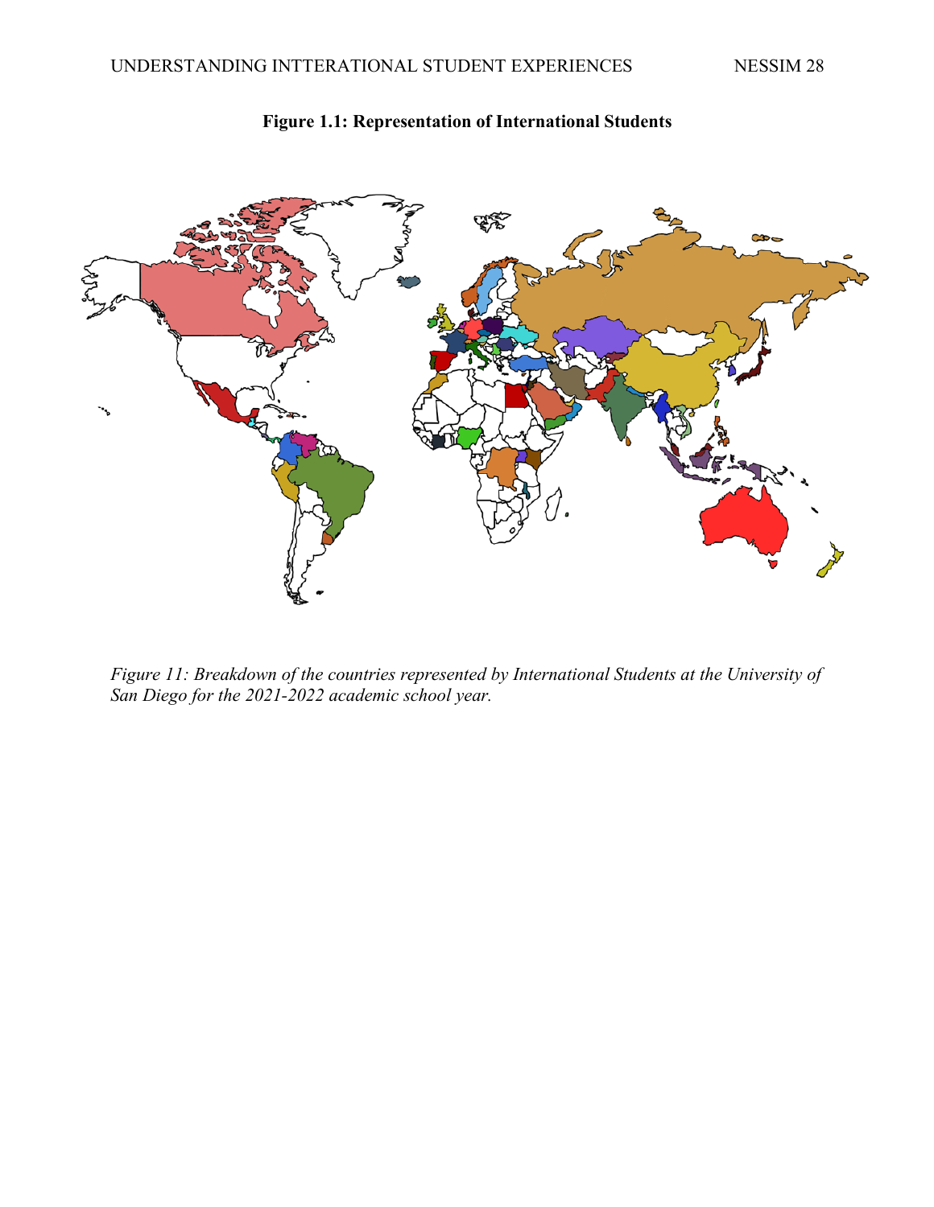**Figure 1.1: Representation of International Students**

*Figure 11: Breakdown of the countries represented by International Students at the University of San Diego for the 2021-2022 academic school year.*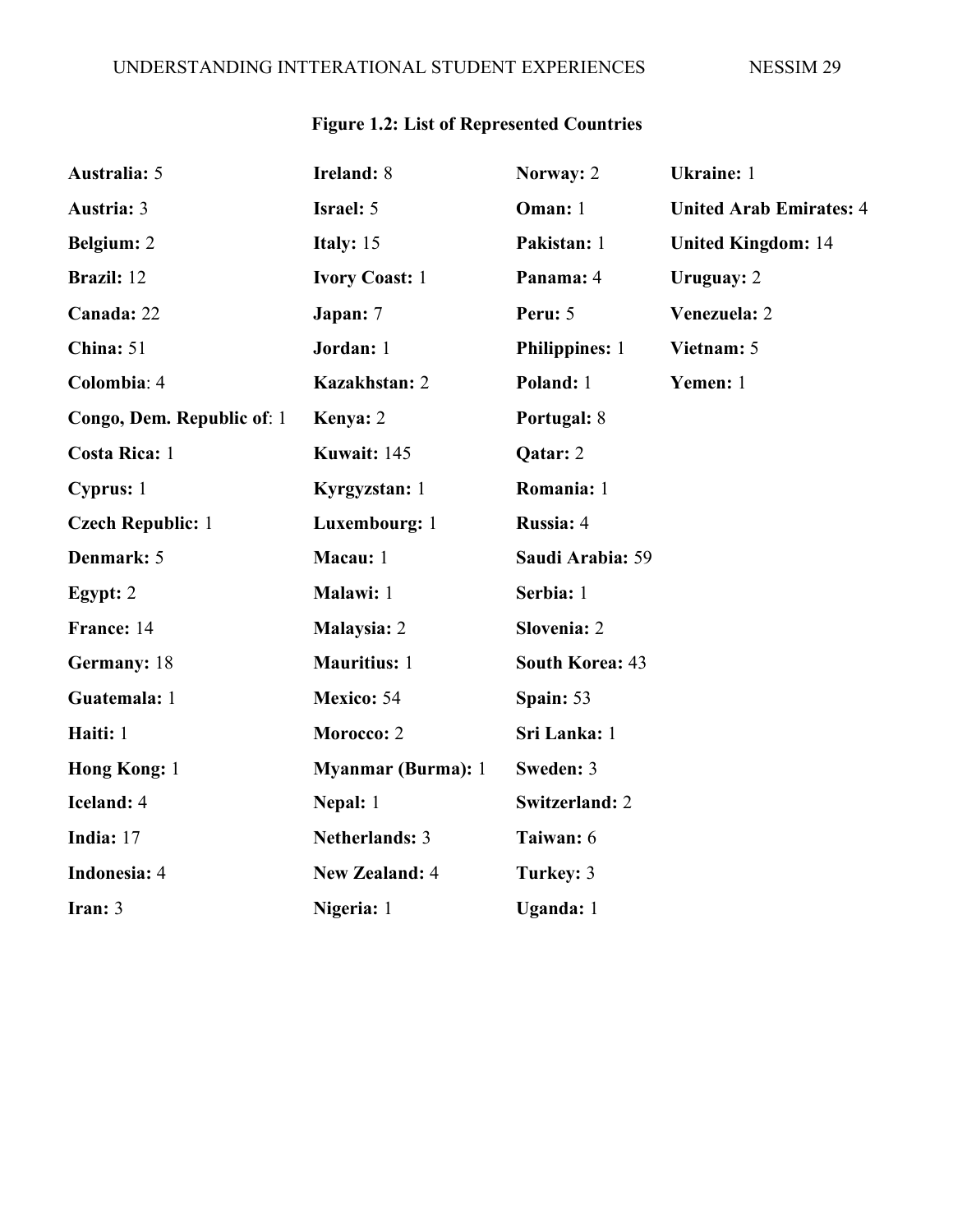**Figure 1.2: List of Represented Countries**

**Australia:** 5
**Austria:** 3
**Belgium:** 2
**Brazil:** 12
**Canada:** 22
**China:** 51
**Colombia**: 4
**Congo, Dem. Republic of**: 1
**Costa Rica:** 1
**Cyprus:** 1
**Czech Republic:** 1
**Denmark:** 5
**Egypt:** 2
**France:** 14
**Germany:** 18
**Guatemala:** 1
**Haiti:** 1
**Hong Kong:** 1
**Iceland:** 4
**India:** 17
**Indonesia:** 4
**Iran:** 3
**Ireland:** 8
**Israel:** 5
**Italy:** 15
**Ivory Coast:** 1
**Japan:** 7
**Jordan:** 1
**Kazakhstan:** 2
**Kenya:** 2
**Kuwait:** 145
**Kyrgyzstan:** 1
**Luxembourg:** 1
**Macau:** 1
**Malawi:** 1
**Malaysia:** 2
**Mauritius:** 1
**Mexico:** 54
**Morocco:** 2
**Myanmar (Burma):** 1
**Nepal:** 1
**Netherlands:** 3
**New Zealand:** 4
**Nigeria:** 1
**Norway:** 2
**Oman:** 1
**Pakistan:** 1
**Panama:** 4
**Peru:** 5
**Philippines:** 1
**Poland:** 1
**Portugal:** 8
**Qatar:** 2
**Romania:** 1
**Russia:** 4
**Saudi Arabia:** 59
**Serbia:** 1
**Slovenia:** 2
**South Korea:** 43
**Spain:** 53
**Sri Lanka:** 1
**Sweden:** 3
**Switzerland:** 2
**Taiwan:** 6
**Turkey:** 3
**Uganda:** 1
**Ukraine:** 1
**United Arab Emirates:** 4
**United Kingdom:** 14
**Uruguay:** 2
**Venezuela:** 2
**Vietnam:** 5
**Yemen:** 1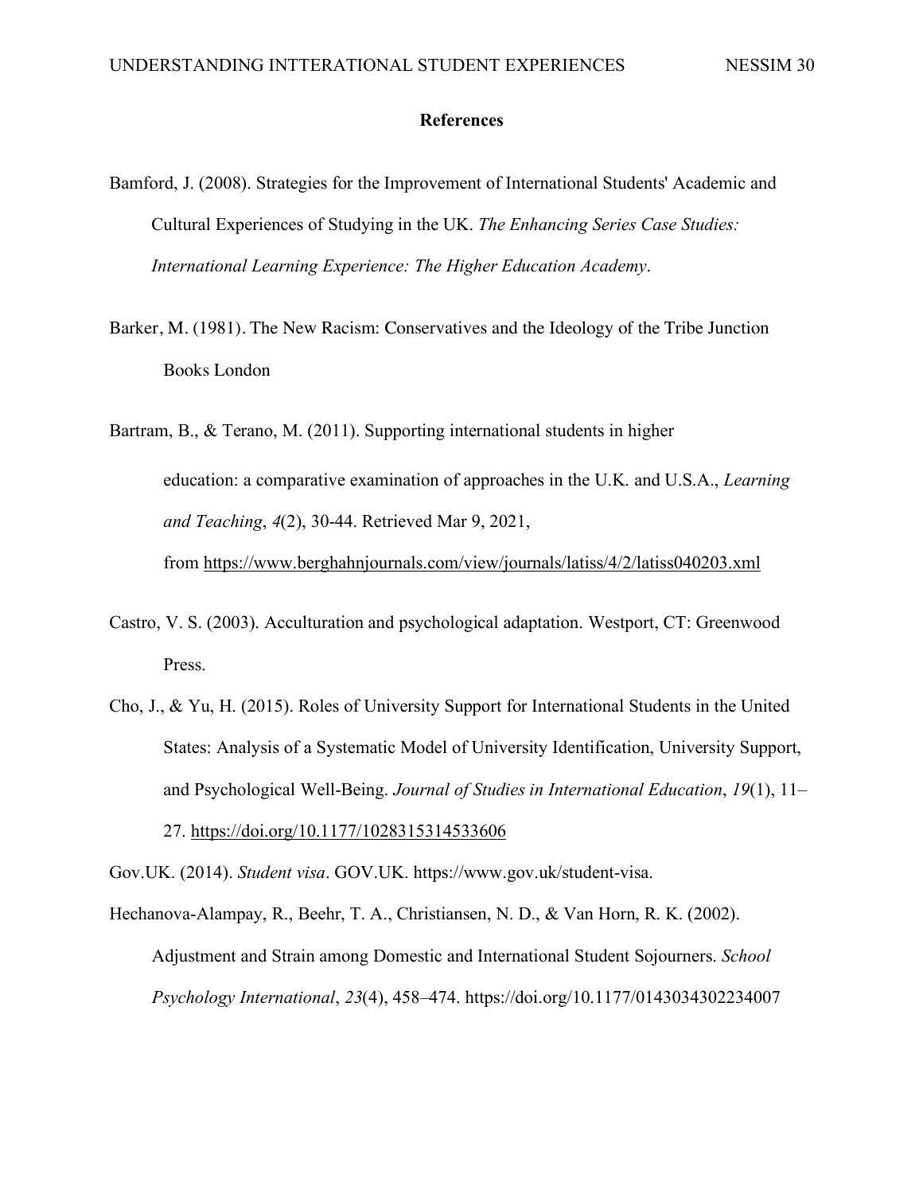## References

Bamford, J. (2008). Strategies for the Improvement of International Students' Academic and Cultural Experiences of Studying in the UK. *The Enhancing Series Case Studies: International Learning Experience: The Higher Education Academy*.

Barker, M. (1981). The New Racism: Conservatives and the Ideology of the Tribe Junction Books London

Bartram, B., & Terano, M. (2011). Supporting international students in higher education: a comparative examination of approaches in the U.K. and U.S.A., *Learning and Teaching*, *4*(2), 30-44. Retrieved Mar 9, 2021, from https://www.berghahnjournals.com/view/journals/latiss/4/2/latiss040203.xml

Castro, V. S. (2003). Acculturation and psychological adaptation. Westport, CT: Greenwood Press.

Cho, J., & Yu, H. (2015). Roles of University Support for International Students in the United States: Analysis of a Systematic Model of University Identification, University Support, and Psychological Well-Being. *Journal of Studies in International Education*, *19*(1), 11–27. https://doi.org/10.1177/1028315314533606

Gov.UK. (2014). *Student visa*. GOV.UK. https://www.gov.uk/student-visa.

Hechanova-Alampay, R., Beehr, T. A., Christiansen, N. D., & Van Horn, R. K. (2002). Adjustment and Strain among Domestic and International Student Sojourners. *School Psychology International*, *23*(4), 458–474. https://doi.org/10.1177/0143034302234007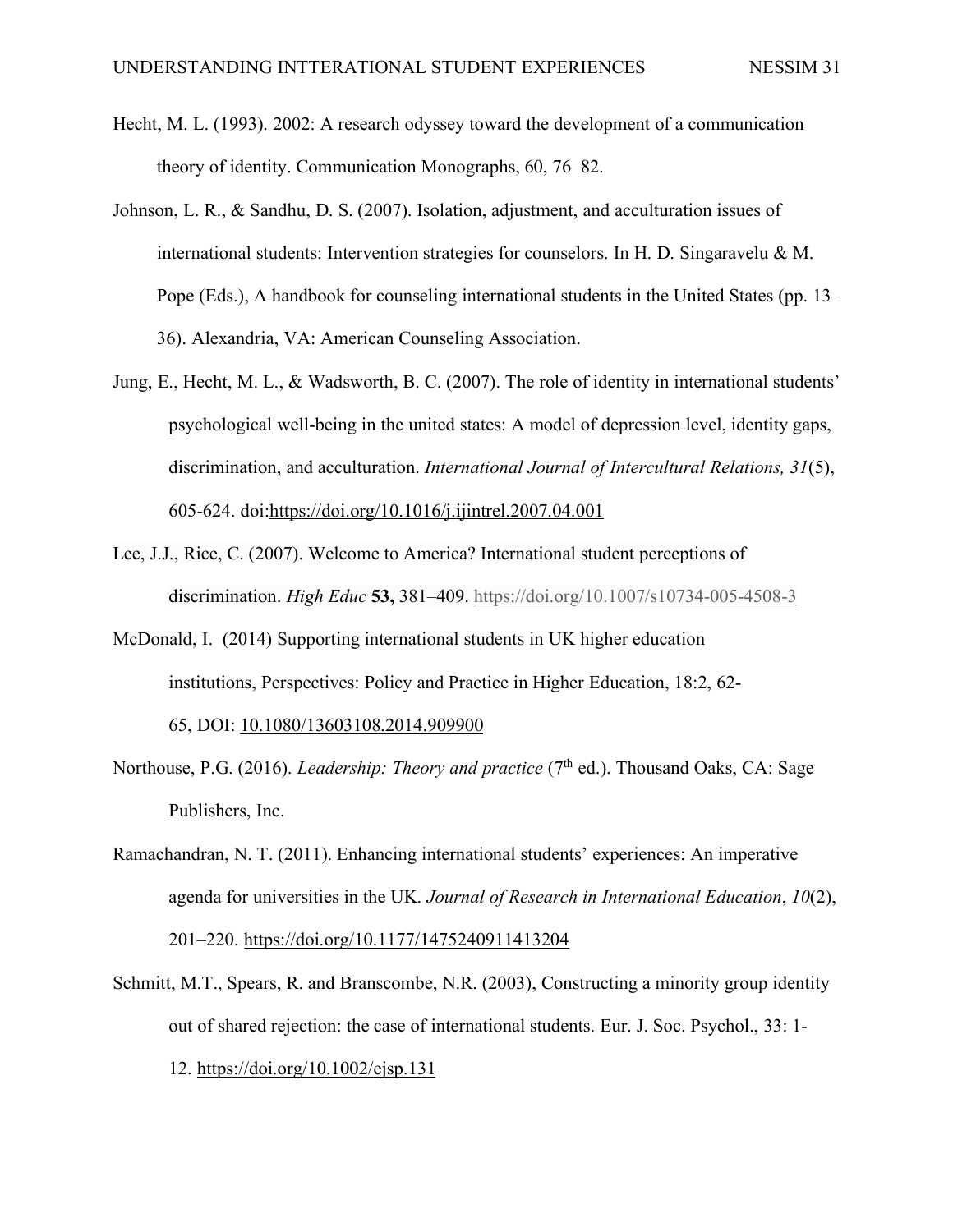Hecht, M. L. (1993). 2002: A research odyssey toward the development of a communication theory of identity. Communication Monographs, 60, 76–82.

Johnson, L. R., & Sandhu, D. S. (2007). Isolation, adjustment, and acculturation issues of international students: Intervention strategies for counselors. In H. D. Singaravelu & M. Pope (Eds.), A handbook for counseling international students in the United States (pp. 13–36). Alexandria, VA: American Counseling Association.

Jung, E., Hecht, M. L., & Wadsworth, B. C. (2007). The role of identity in international students' psychological well-being in the united states: A model of depression level, identity gaps, discrimination, and acculturation. *International Journal of Intercultural Relations, 31*(5), 605-624. doi:https://doi.org/10.1016/j.ijintrel.2007.04.001

Lee, J.J., Rice, C. (2007). Welcome to America? International student perceptions of discrimination. *High Educ* **53,** 381–409. https://doi.org/10.1007/s10734-005-4508-3

McDonald, I. (2014) Supporting international students in UK higher education institutions, Perspectives: Policy and Practice in Higher Education, 18:2, 62-65, DOI: 10.1080/13603108.2014.909900

Northouse, P.G. (2016). *Leadership: Theory and practice* (7th ed.). Thousand Oaks, CA: Sage Publishers, Inc.

Ramachandran, N. T. (2011). Enhancing international students' experiences: An imperative agenda for universities in the UK. *Journal of Research in International Education*, *10*(2), 201–220. https://doi.org/10.1177/1475240911413204

Schmitt, M.T., Spears, R. and Branscombe, N.R. (2003), Constructing a minority group identity out of shared rejection: the case of international students. Eur. J. Soc. Psychol., 33: 1-12. https://doi.org/10.1002/ejsp.131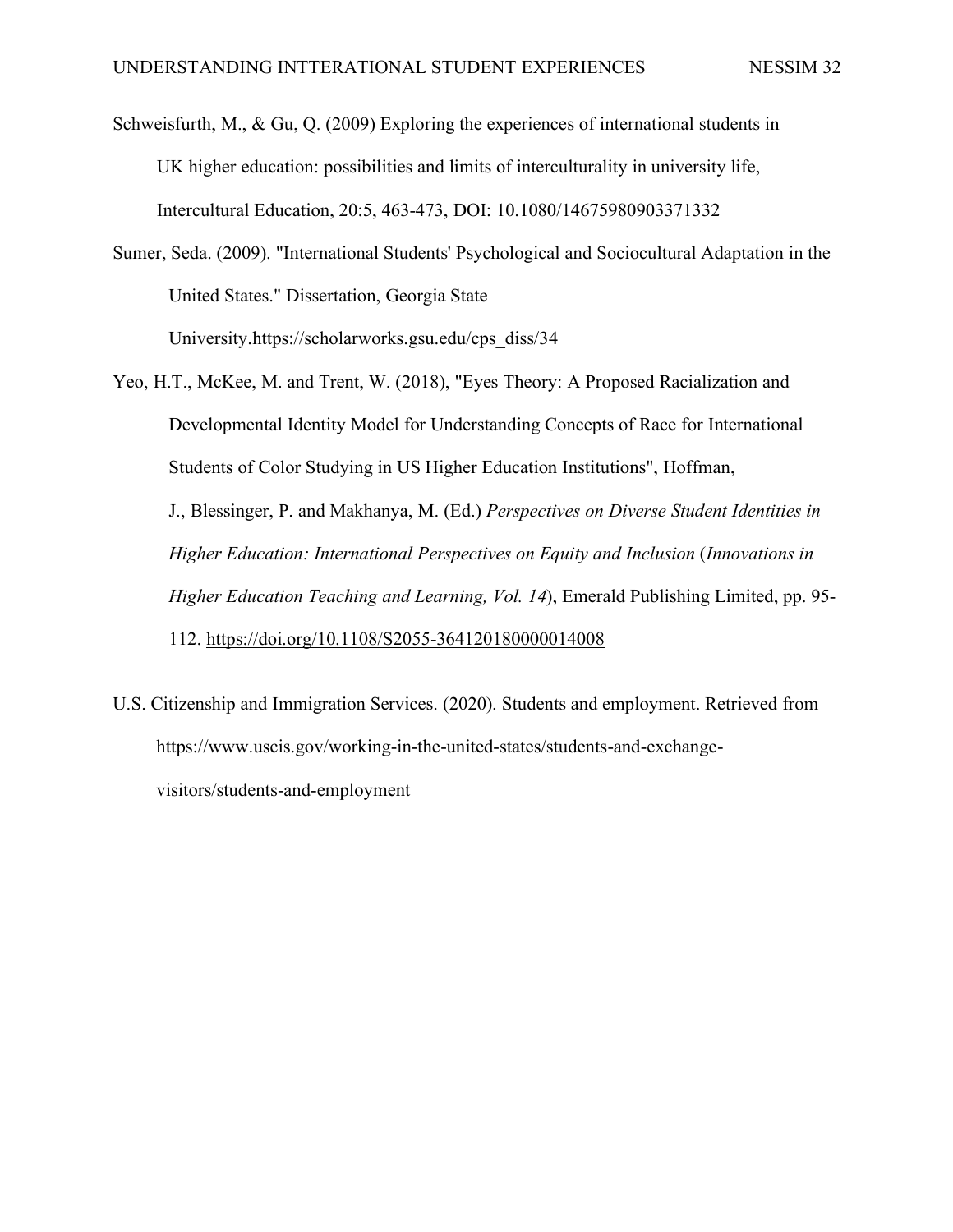Schweisfurth, M., & Gu, Q. (2009) Exploring the experiences of international students in UK higher education: possibilities and limits of interculturality in university life, Intercultural Education, 20:5, 463-473, DOI: 10.1080/14675980903371332

Sumer, Seda. (2009). "International Students' Psychological and Sociocultural Adaptation in the United States." Dissertation, Georgia State University.https://scholarworks.gsu.edu/cps_diss/34

Yeo, H.T., McKee, M. and Trent, W. (2018), "Eyes Theory: A Proposed Racialization and Developmental Identity Model for Understanding Concepts of Race for International Students of Color Studying in US Higher Education Institutions", Hoffman, J., Blessinger, P. and Makhanya, M. (Ed.) *Perspectives on Diverse Student Identities in Higher Education: International Perspectives on Equity and Inclusion* (*Innovations in Higher Education Teaching and Learning, Vol. 14*), Emerald Publishing Limited, pp. 95-112. https://doi.org/10.1108/S2055-364120180000014008

U.S. Citizenship and Immigration Services. (2020). Students and employment. Retrieved from https://www.uscis.gov/working-in-the-united-states/students-and-exchange-visitors/students-and-employment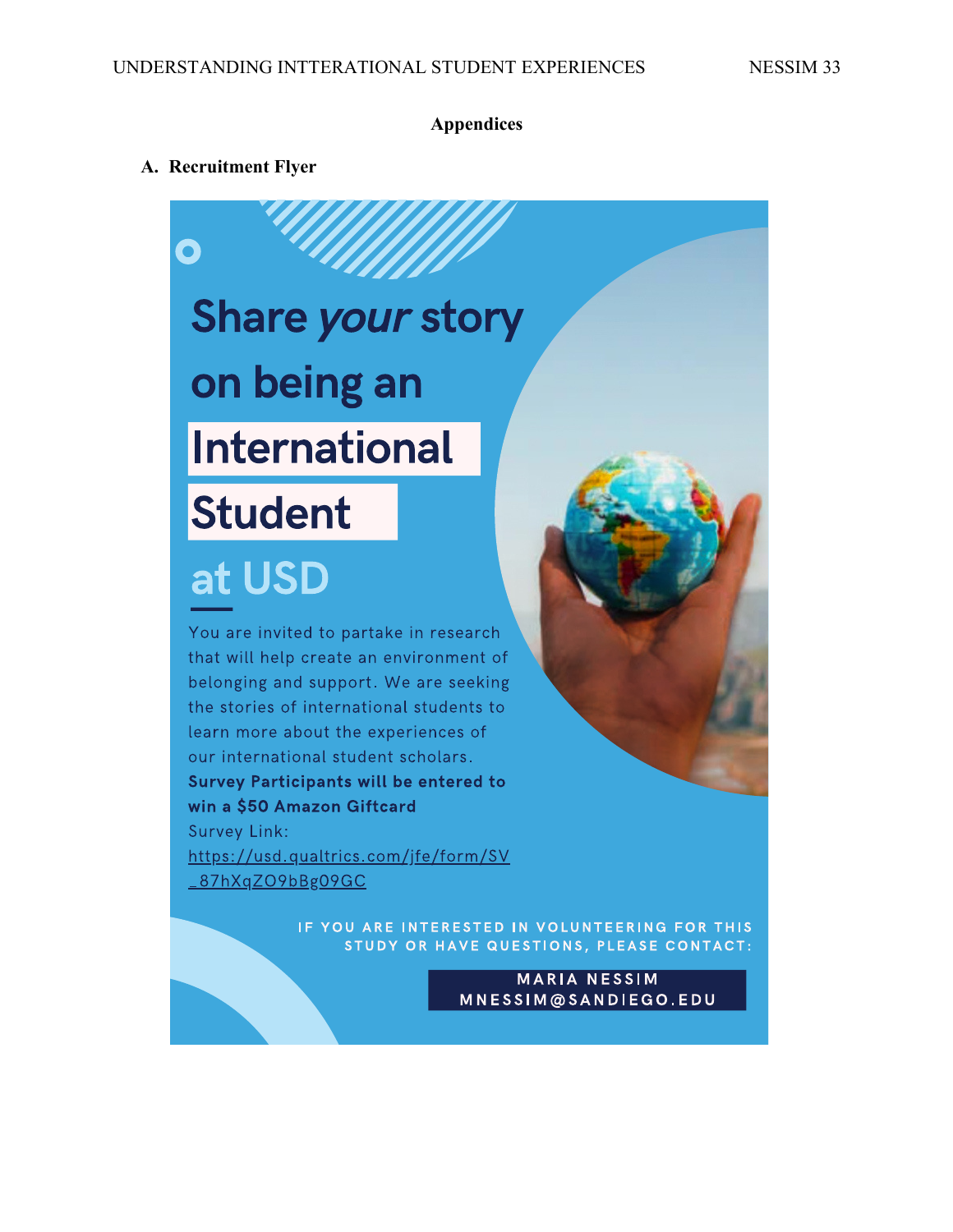**Appendices**

A. **Recruitment Flyer**

Share *your* story on being an International Student at USD

You are invited to partake in research that will help create an environment of belonging and support. We are seeking the stories of international students to learn more about the experiences of our international student scholars.

**Survey Participants will be entered to win a $50 Amazon Giftcard**

Survey Link:
https://usd.qualtrics.com/jfe/form/SV_87hXqZO9bBg09GC

IF YOU ARE INTERESTED IN VOLUNTEERING FOR THIS STUDY OR HAVE QUESTIONS, PLEASE CONTACT:

MARIA NESSIM
MNESSIM@SANDIEGO.EDU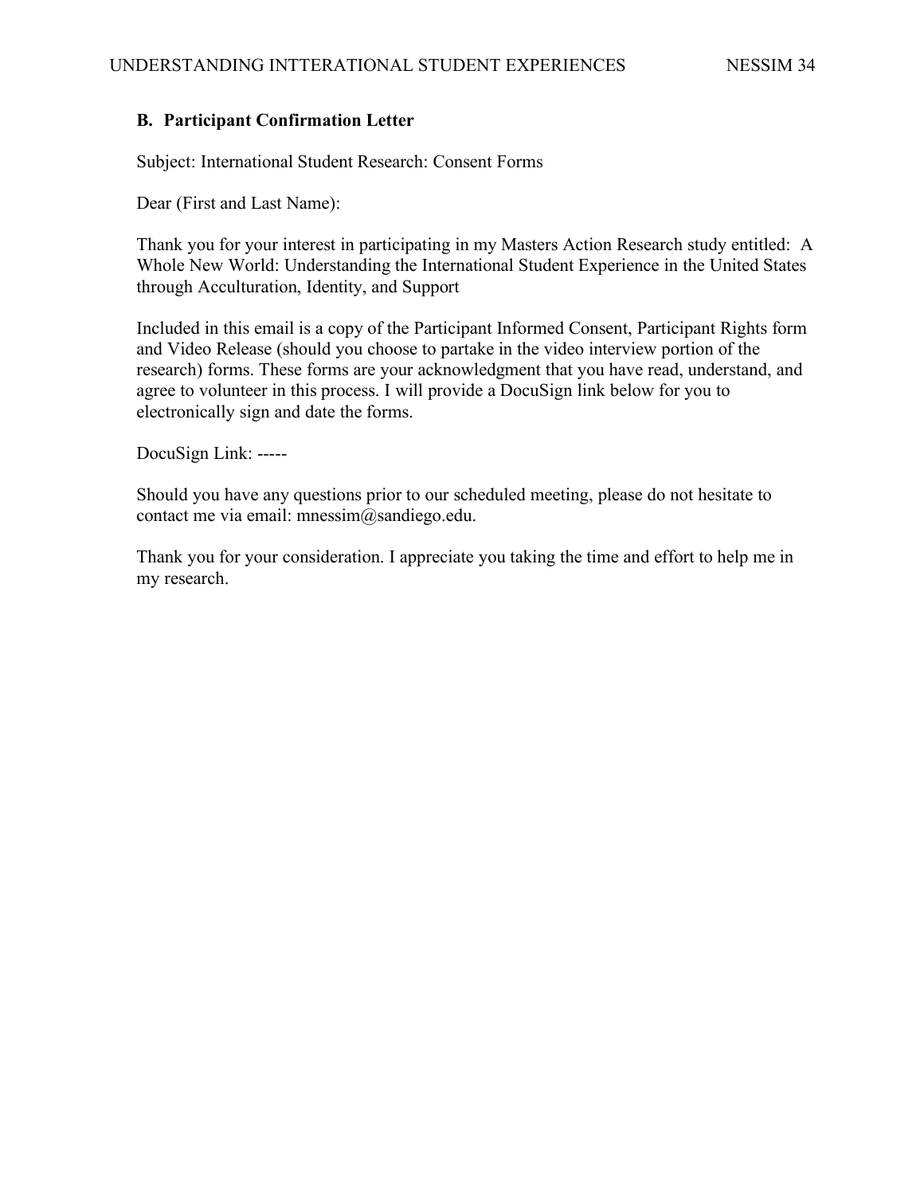### B. Participant Confirmation Letter

Subject: International Student Research: Consent Forms

Dear (First and Last Name):

Thank you for your interest in participating in my Masters Action Research study entitled: A Whole New World: Understanding the International Student Experience in the United States through Acculturation, Identity, and Support

Included in this email is a copy of the Participant Informed Consent, Participant Rights form and Video Release (should you choose to partake in the video interview portion of the research) forms. These forms are your acknowledgment that you have read, understand, and agree to volunteer in this process. I will provide a DocuSign link below for you to electronically sign and date the forms.

DocuSign Link: -----

Should you have any questions prior to our scheduled meeting, please do not hesitate to contact me via email: mnessim@sandiego.edu.

Thank you for your consideration. I appreciate you taking the time and effort to help me in my research.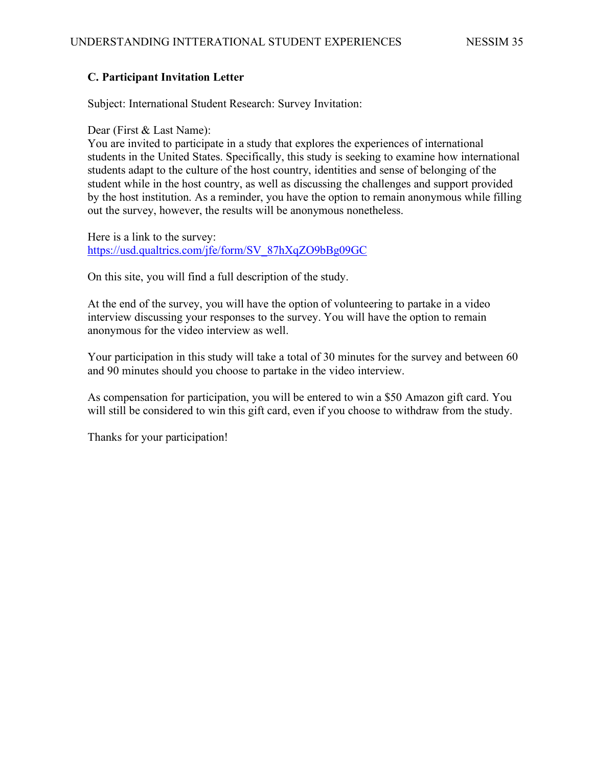### C. Participant Invitation Letter

Subject: International Student Research: Survey Invitation:

Dear (First & Last Name):
You are invited to participate in a study that explores the experiences of international students in the United States. Specifically, this study is seeking to examine how international students adapt to the culture of the host country, identities and sense of belonging of the student while in the host country, as well as discussing the challenges and support provided by the host institution. As a reminder, you have the option to remain anonymous while filling out the survey, however, the results will be anonymous nonetheless.

Here is a link to the survey:
https://usd.qualtrics.com/jfe/form/SV_87hXqZO9bBg09GC

On this site, you will find a full description of the study.

At the end of the survey, you will have the option of volunteering to partake in a video interview discussing your responses to the survey. You will have the option to remain anonymous for the video interview as well.

Your participation in this study will take a total of 30 minutes for the survey and between 60 and 90 minutes should you choose to partake in the video interview.

As compensation for participation, you will be entered to win a $50 Amazon gift card. You will still be considered to win this gift card, even if you choose to withdraw from the study.

Thanks for your participation!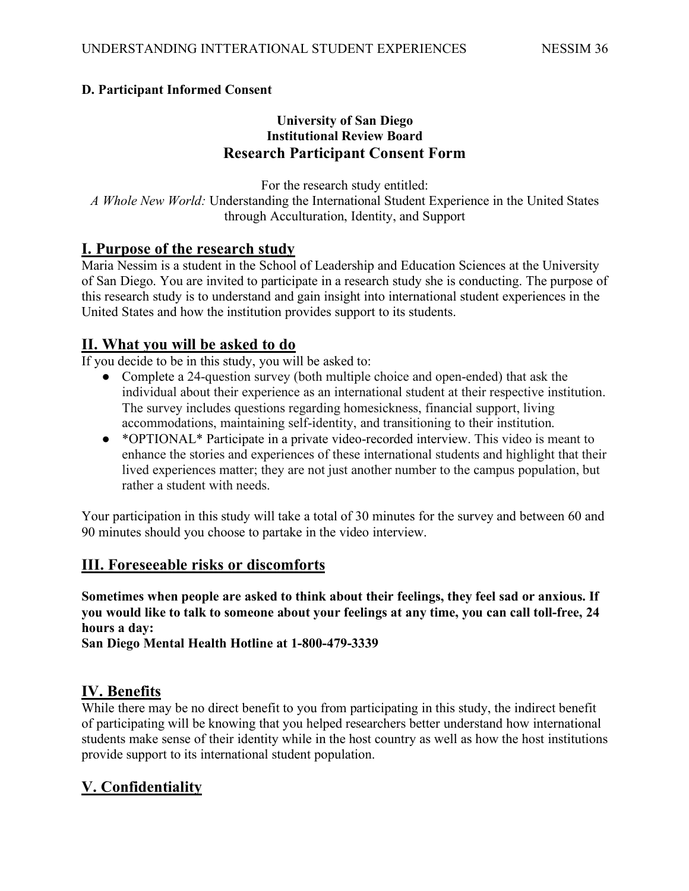**D. Participant Informed Consent**

**University of San Diego**
**Institutional Review Board**
## Research Participant Consent Form

For the research study entitled:
*A Whole New World:* Understanding the International Student Experience in the United States through Acculturation, Identity, and Support

## I. Purpose of the research study

Maria Nessim is a student in the School of Leadership and Education Sciences at the University of San Diego. You are invited to participate in a research study she is conducting. The purpose of this research study is to understand and gain insight into international student experiences in the United States and how the institution provides support to its students.

## II. What you will be asked to do

If you decide to be in this study, you will be asked to:

- Complete a 24-question survey (both multiple choice and open-ended) that ask the individual about their experience as an international student at their respective institution. The survey includes questions regarding homesickness, financial support, living accommodations, maintaining self-identity, and transitioning to their institution.
- *OPTIONAL* Participate in a private video-recorded interview. This video is meant to enhance the stories and experiences of these international students and highlight that their lived experiences matter; they are not just another number to the campus population, but rather a student with needs.

Your participation in this study will take a total of 30 minutes for the survey and between 60 and 90 minutes should you choose to partake in the video interview.

## III. Foreseeable risks or discomforts

**Sometimes when people are asked to think about their feelings, they feel sad or anxious. If you would like to talk to someone about your feelings at any time, you can call toll-free, 24 hours a day:**
**San Diego Mental Health Hotline at 1-800-479-3339**

## IV. Benefits

While there may be no direct benefit to you from participating in this study, the indirect benefit of participating will be knowing that you helped researchers better understand how international students make sense of their identity while in the host country as well as how the host institutions provide support to its international student population.

## V. Confidentiality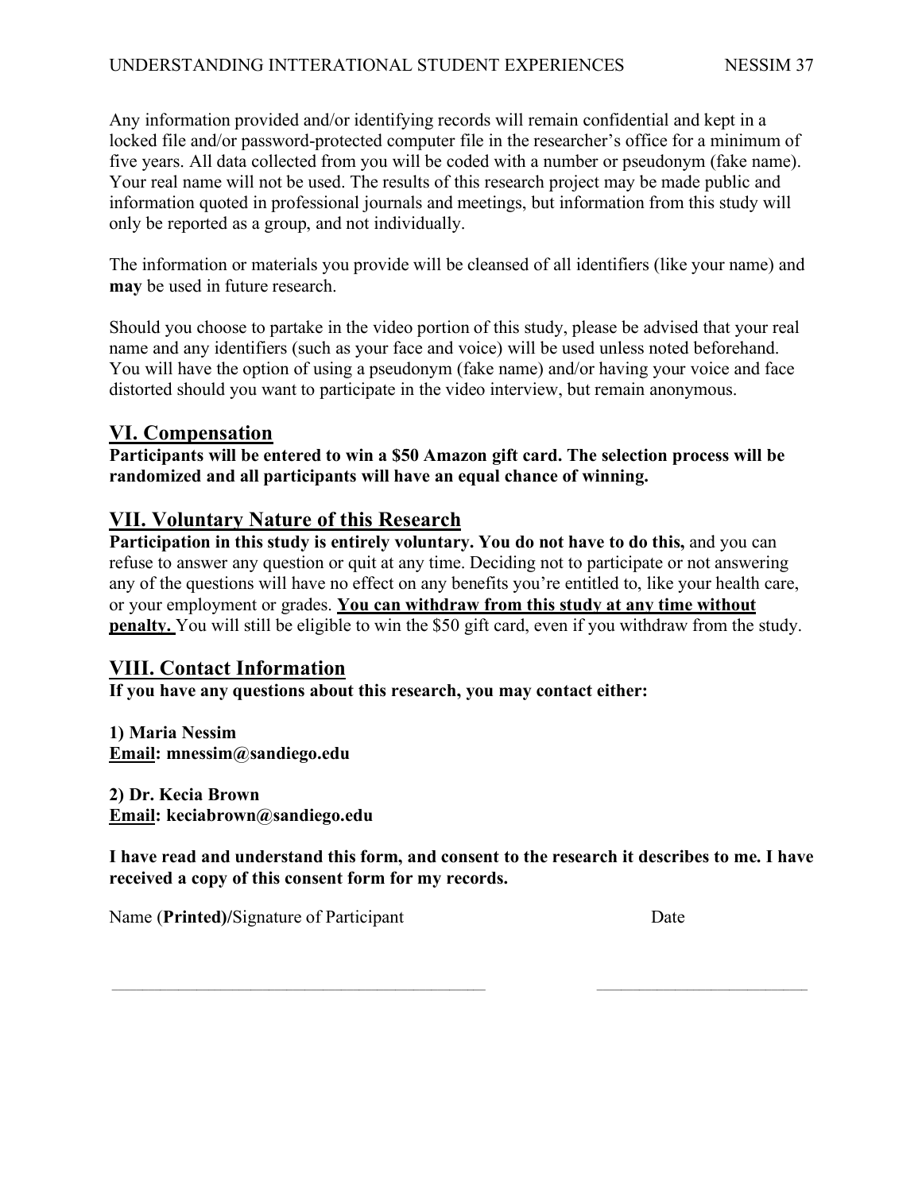Any information provided and/or identifying records will remain confidential and kept in a locked file and/or password-protected computer file in the researcher's office for a minimum of five years. All data collected from you will be coded with a number or pseudonym (fake name). Your real name will not be used. The results of this research project may be made public and information quoted in professional journals and meetings, but information from this study will only be reported as a group, and not individually.

The information or materials you provide will be cleansed of all identifiers (like your name) and **may** be used in future research.

Should you choose to partake in the video portion of this study, please be advised that your real name and any identifiers (such as your face and voice) will be used unless noted beforehand. You will have the option of using a pseudonym (fake name) and/or having your voice and face distorted should you want to participate in the video interview, but remain anonymous.

## VI. Compensation

**Participants will be entered to win a $50 Amazon gift card. The selection process will be randomized and all participants will have an equal chance of winning.**

## VII. Voluntary Nature of this Research

**Participation in this study is entirely voluntary. You do not have to do this,** and you can refuse to answer any question or quit at any time. Deciding not to participate or not answering any of the questions will have no effect on any benefits you're entitled to, like your health care, or your employment or grades. **You can withdraw from this study at any time without penalty.** You will still be eligible to win the $50 gift card, even if you withdraw from the study.

## VIII. Contact Information

**If you have any questions about this research, you may contact either:**

**1) Maria Nessim**
**Email: mnessim@sandiego.edu**

**2) Dr. Kecia Brown**
**Email: keciabrown@sandiego.edu**

**I have read and understand this form, and consent to the research it describes to me. I have received a copy of this consent form for my records.**

Name (**Printed)/**Signature of Participant          Date

\_\_\_\_\_\_\_\_\_\_\_\_\_\_\_\_\_\_\_\_\_\_\_\_\_\_\_\_\_\_\_\_\_\_\_\_\_\_\_\_\_\_          \_\_\_\_\_\_\_\_\_\_\_\_\_\_\_\_\_\_\_\_\_\_\_\_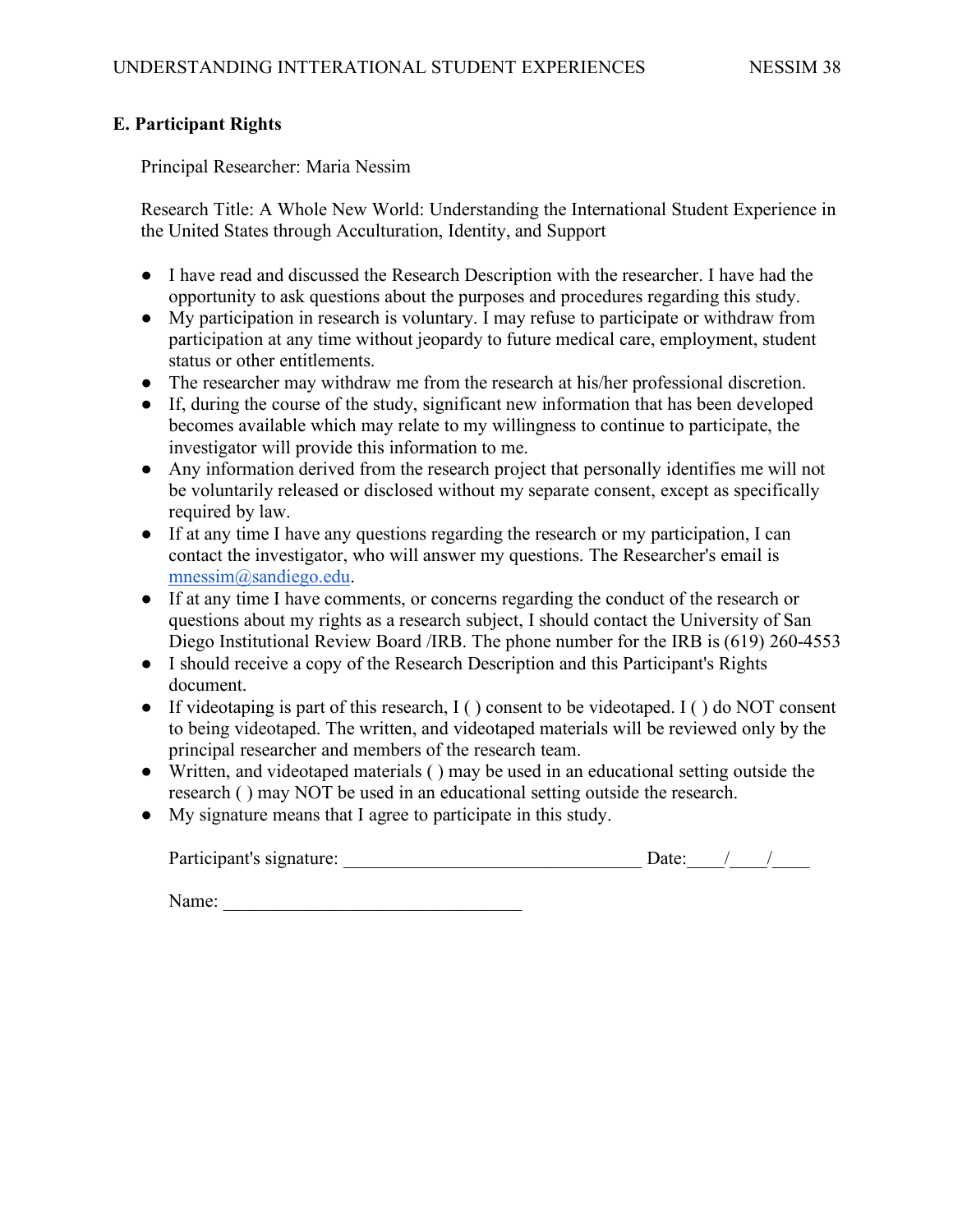### E. Participant Rights

Principal Researcher: Maria Nessim

Research Title: A Whole New World: Understanding the International Student Experience in the United States through Acculturation, Identity, and Support

- I have read and discussed the Research Description with the researcher. I have had the opportunity to ask questions about the purposes and procedures regarding this study.
- My participation in research is voluntary. I may refuse to participate or withdraw from participation at any time without jeopardy to future medical care, employment, student status or other entitlements.
- The researcher may withdraw me from the research at his/her professional discretion.
- If, during the course of the study, significant new information that has been developed becomes available which may relate to my willingness to continue to participate, the investigator will provide this information to me.
- Any information derived from the research project that personally identifies me will not be voluntarily released or disclosed without my separate consent, except as specifically required by law.
- If at any time I have any questions regarding the research or my participation, I can contact the investigator, who will answer my questions. The Researcher's email is mnessim@sandiego.edu.
- If at any time I have comments, or concerns regarding the conduct of the research or questions about my rights as a research subject, I should contact the University of San Diego Institutional Review Board /IRB. The phone number for the IRB is (619) 260-4553
- I should receive a copy of the Research Description and this Participant's Rights document.
- If videotaping is part of this research, I ( ) consent to be videotaped. I ( ) do NOT consent to being videotaped. The written, and videotaped materials will be reviewed only by the principal researcher and members of the research team.
- Written, and videotaped materials ( ) may be used in an educational setting outside the research ( ) may NOT be used in an educational setting outside the research.
- My signature means that I agree to participate in this study.

Participant's signature: ________________________________ Date:____/____/____

Name: ________________________________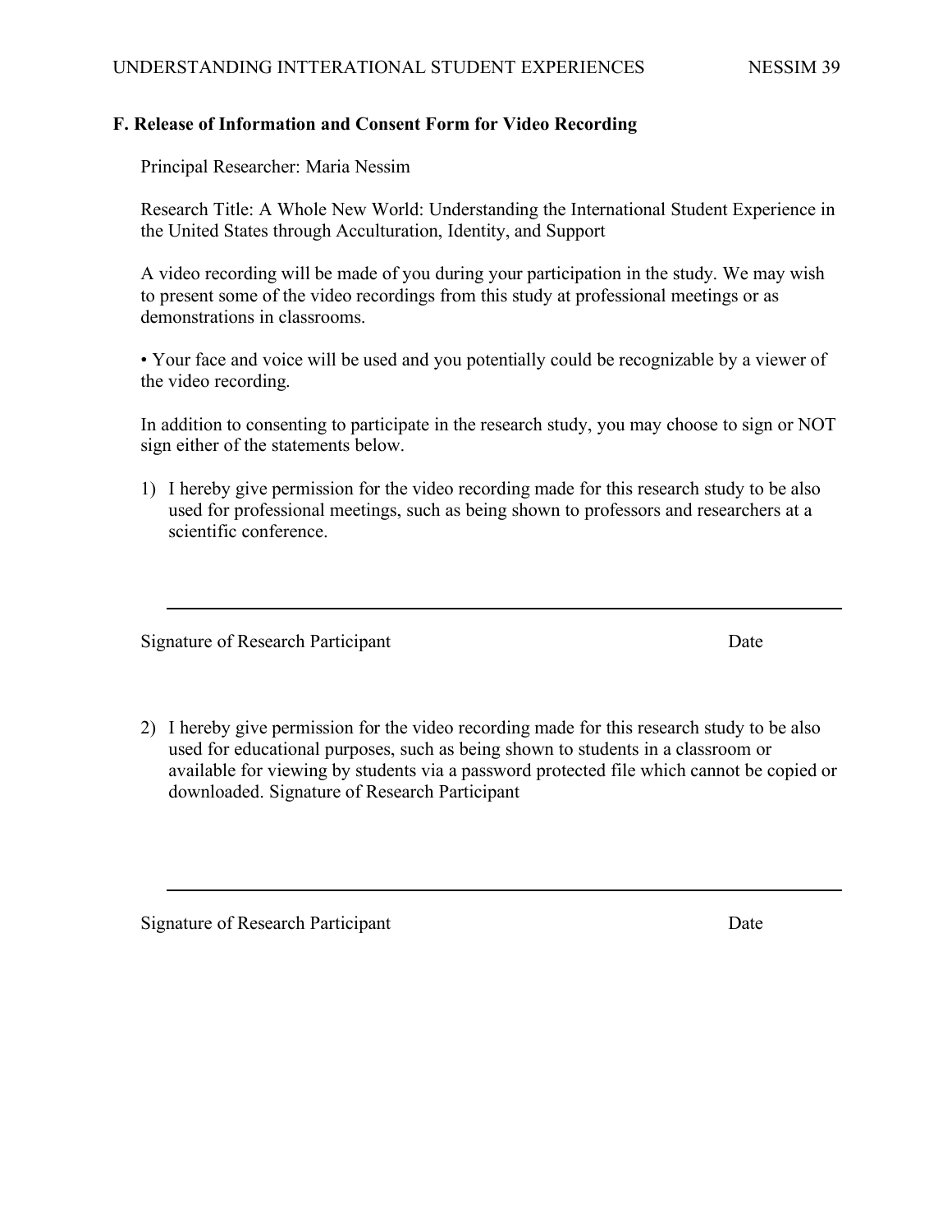**F. Release of Information and Consent Form for Video Recording**

Principal Researcher: Maria Nessim

Research Title: A Whole New World: Understanding the International Student Experience in the United States through Acculturation, Identity, and Support

A video recording will be made of you during your participation in the study. We may wish to present some of the video recordings from this study at professional meetings or as demonstrations in classrooms.

• Your face and voice will be used and you potentially could be recognizable by a viewer of the video recording.

In addition to consenting to participate in the research study, you may choose to sign or NOT sign either of the statements below.

1) I hereby give permission for the video recording made for this research study to be also used for professional meetings, such as being shown to professors and researchers at a scientific conference.

\_\_\_\_\_\_\_\_\_\_\_\_\_\_\_\_\_\_\_\_\_\_\_\_\_\_\_\_\_\_\_\_\_\_\_\_\_\_\_\_\_\_\_\_\_\_\_\_\_\_\_\_\_\_\_\_\_\_

Signature of Research Participant                                                            Date

2) I hereby give permission for the video recording made for this research study to be also used for educational purposes, such as being shown to students in a classroom or available for viewing by students via a password protected file which cannot be copied or downloaded. Signature of Research Participant

\_\_\_\_\_\_\_\_\_\_\_\_\_\_\_\_\_\_\_\_\_\_\_\_\_\_\_\_\_\_\_\_\_\_\_\_\_\_\_\_\_\_\_\_\_\_\_\_\_\_\_\_\_\_\_\_\_\_

Signature of Research Participant                                                            Date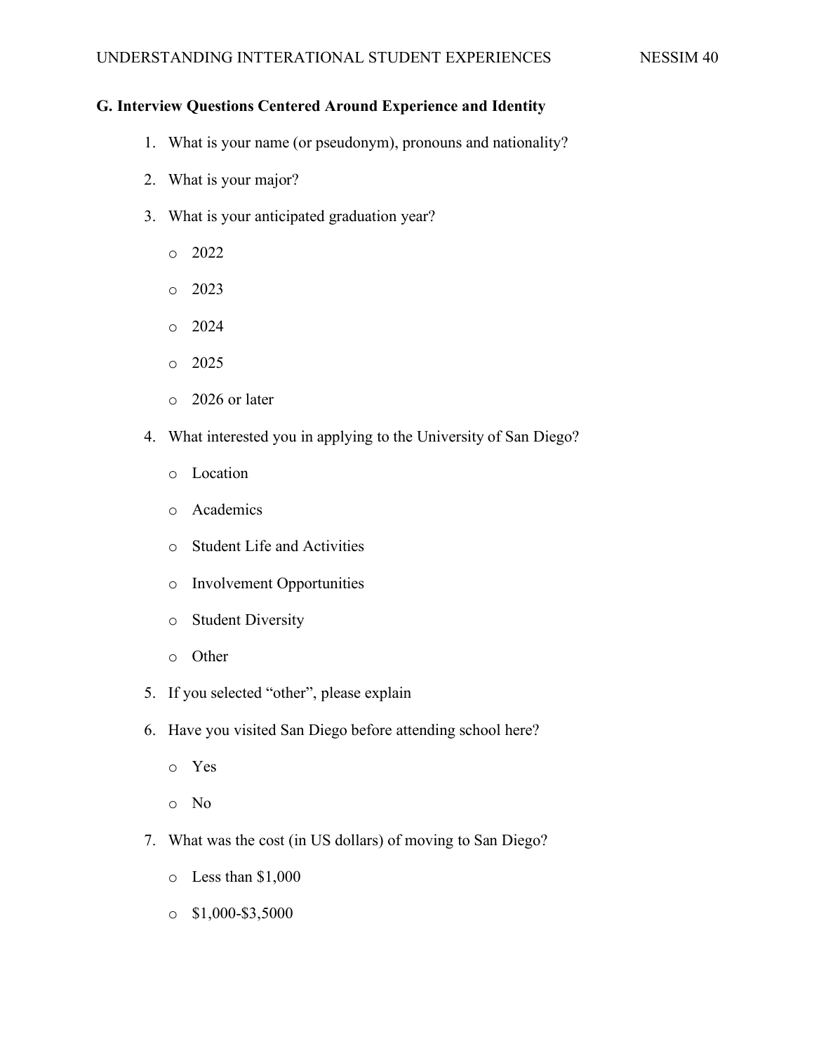### G. Interview Questions Centered Around Experience and Identity

1. What is your name (or pseudonym), pronouns and nationality?
2. What is your major?
3. What is your anticipated graduation year?
   - 2022
   - 2023
   - 2024
   - 2025
   - 2026 or later
4. What interested you in applying to the University of San Diego?
   - Location
   - Academics
   - Student Life and Activities
   - Involvement Opportunities
   - Student Diversity
   - Other
5. If you selected "other", please explain
6. Have you visited San Diego before attending school here?
   - Yes
   - No
7. What was the cost (in US dollars) of moving to San Diego?
   - Less than $1,000
   - $1,000-$3,5000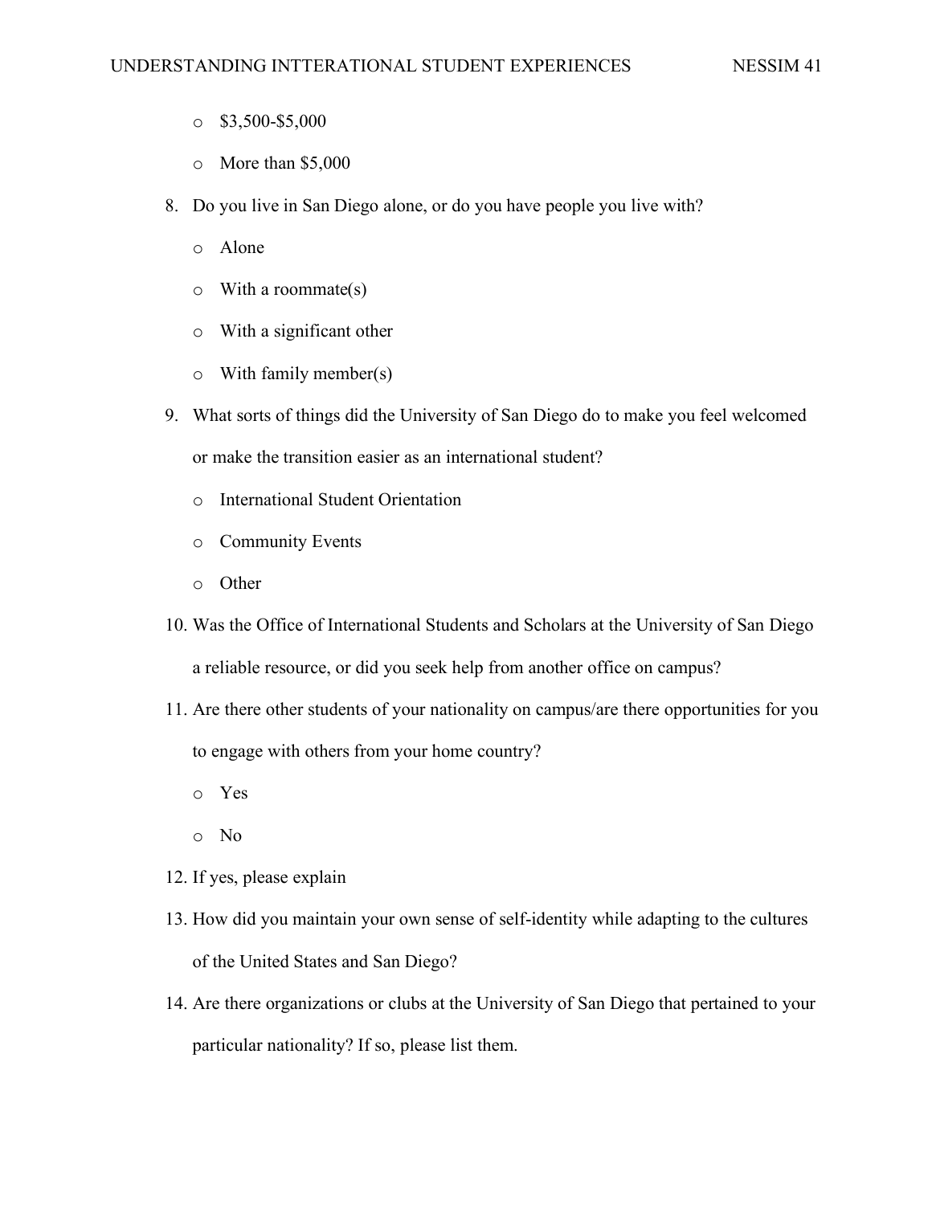- $3,500-$5,000
- More than $5,000

8. Do you live in San Diego alone, or do you have people you live with?
   - Alone
   - With a roommate(s)
   - With a significant other
   - With family member(s)
9. What sorts of things did the University of San Diego do to make you feel welcomed or make the transition easier as an international student?
   - International Student Orientation
   - Community Events
   - Other
10. Was the Office of International Students and Scholars at the University of San Diego a reliable resource, or did you seek help from another office on campus?
11. Are there other students of your nationality on campus/are there opportunities for you to engage with others from your home country?
    - Yes
    - No
12. If yes, please explain
13. How did you maintain your own sense of self-identity while adapting to the cultures of the United States and San Diego?
14. Are there organizations or clubs at the University of San Diego that pertained to your particular nationality? If so, please list them.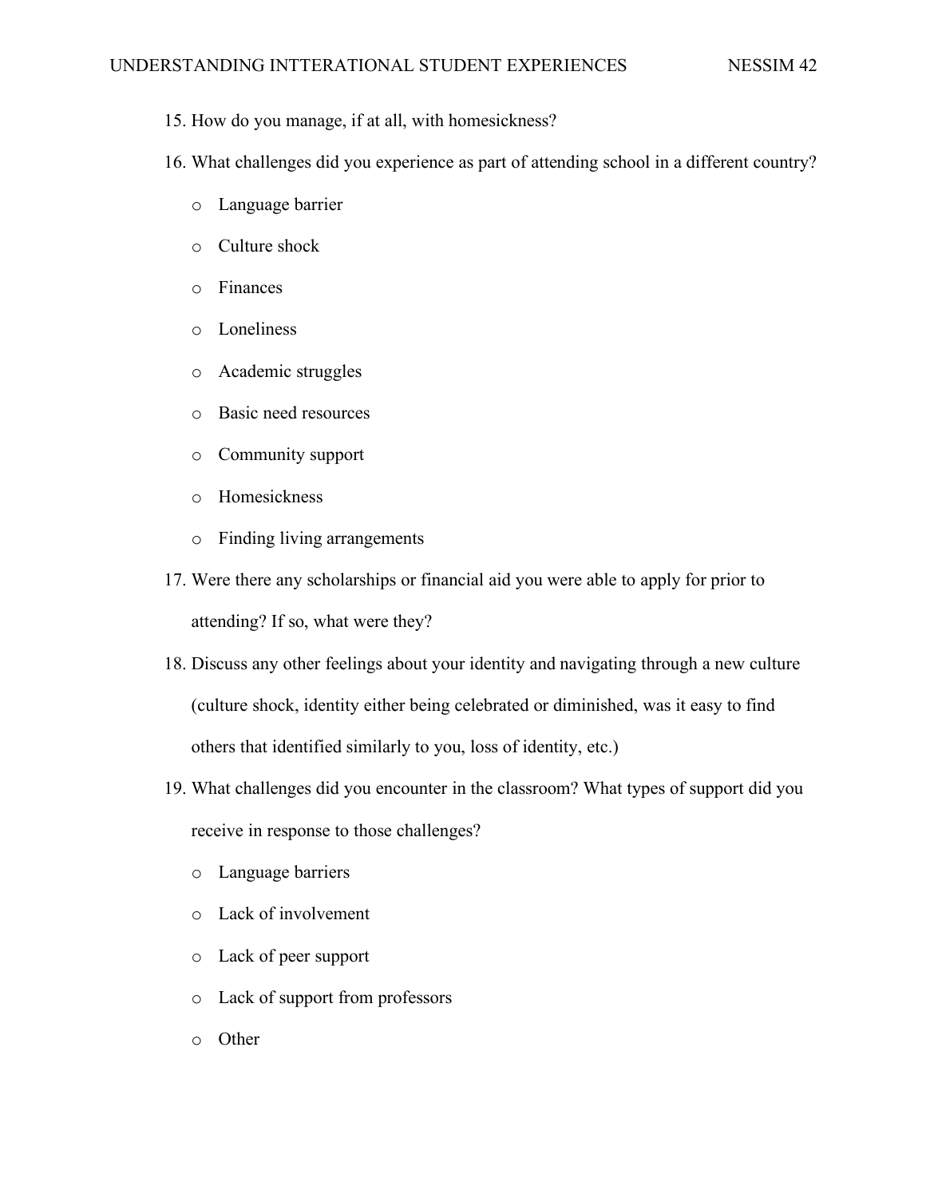15. How do you manage, if at all, with homesickness?
16. What challenges did you experience as part of attending school in a different country?
    - Language barrier
    - Culture shock
    - Finances
    - Loneliness
    - Academic struggles
    - Basic need resources
    - Community support
    - Homesickness
    - Finding living arrangements
17. Were there any scholarships or financial aid you were able to apply for prior to attending? If so, what were they?
18. Discuss any other feelings about your identity and navigating through a new culture (culture shock, identity either being celebrated or diminished, was it easy to find others that identified similarly to you, loss of identity, etc.)
19. What challenges did you encounter in the classroom? What types of support did you receive in response to those challenges?
    - Language barriers
    - Lack of involvement
    - Lack of peer support
    - Lack of support from professors
    - Other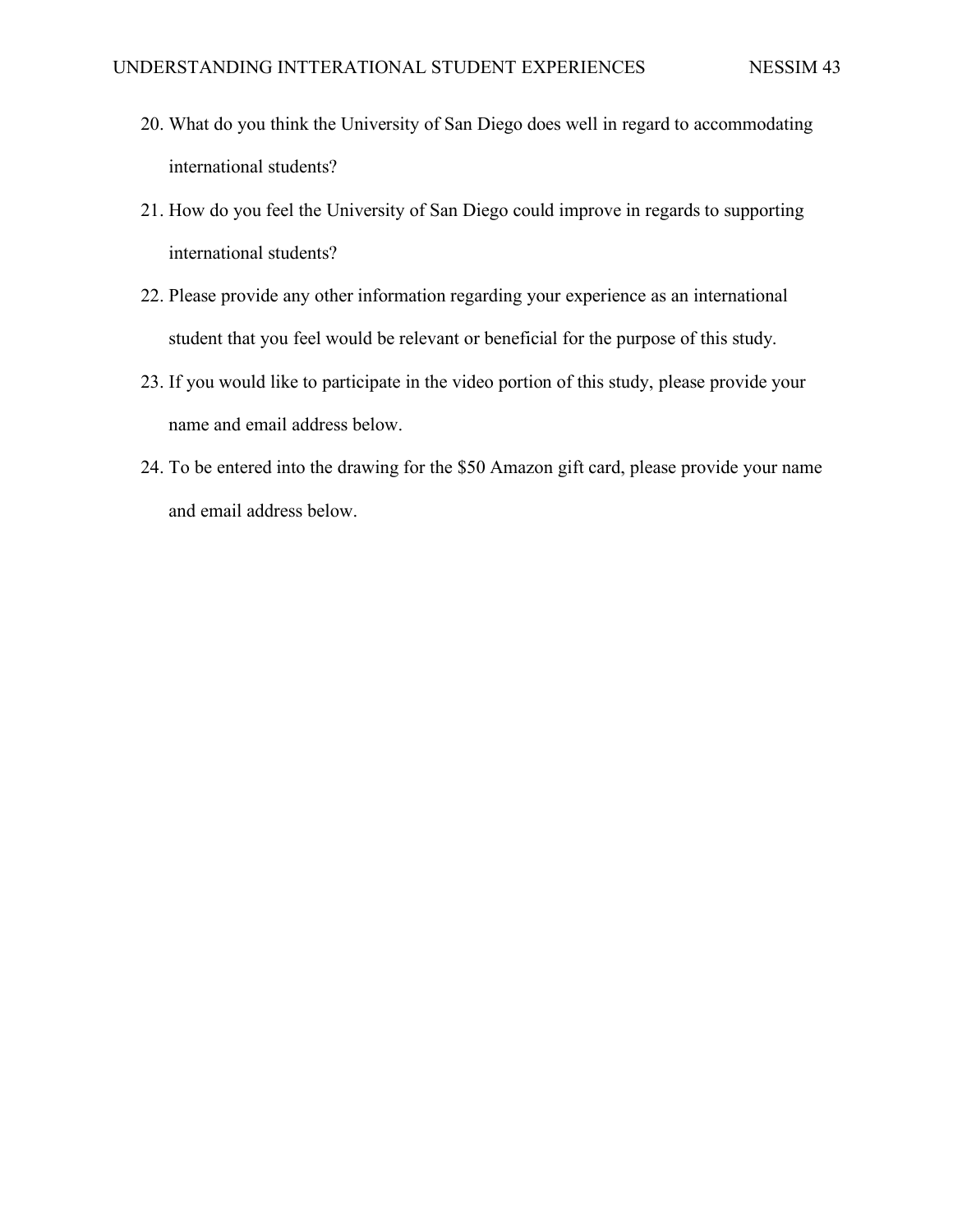20. What do you think the University of San Diego does well in regard to accommodating international students?
21. How do you feel the University of San Diego could improve in regards to supporting international students?
22. Please provide any other information regarding your experience as an international student that you feel would be relevant or beneficial for the purpose of this study.
23. If you would like to participate in the video portion of this study, please provide your name and email address below.
24. To be entered into the drawing for the $50 Amazon gift card, please provide your name and email address below.